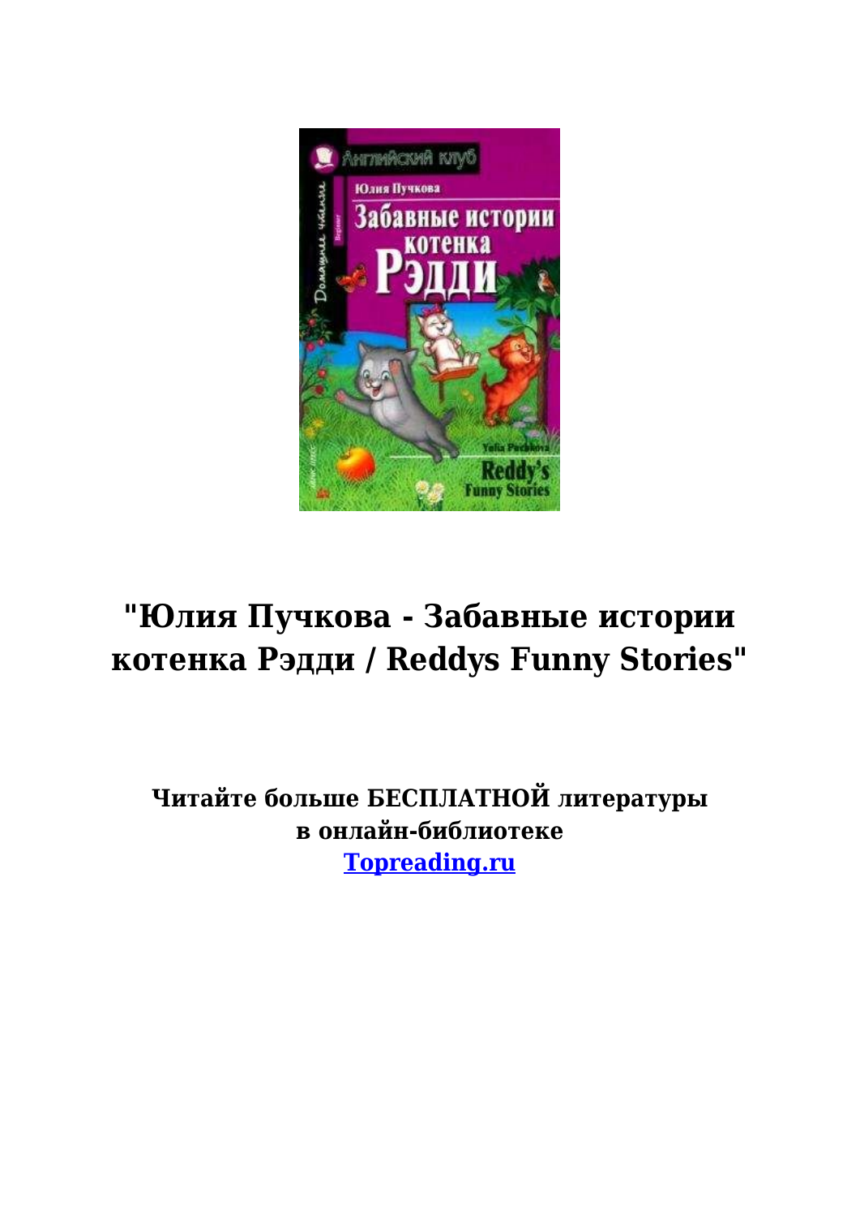# "Юлия Пучкова - Забавные истории котенка Рэдди / Reddys Funny Stories"

**Читайте больше БЕСПЛАТНОЙ литературы в онлайн-библиотеке [Topreading.ru](Topreading.ru)**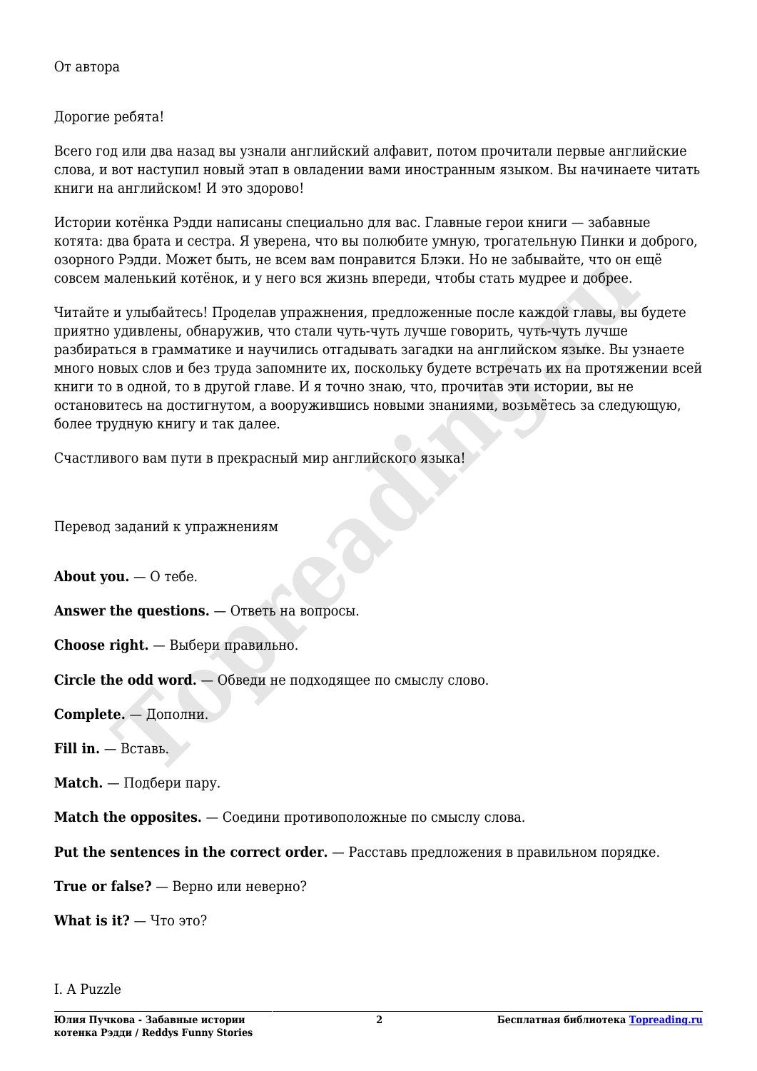От автора

Дорогие ребята!

Всего год или два назад вы узнали английский алфавит, потом прочитали первые английские слова, и вот наступил новый этап в овладении вами иностранным языком. Вы начинаете читать книги на английском! И это здорово!

Истории котёнка Рэдди написаны специально для вас. Главные герои книги — забавные котята: два брата и сестра. Я уверена, что вы полюбите умную, трогательную Пинки и доброго, озорного Рэдди. Может быть, не всем вам понравится Блэки. Но не забывайте, что он ещё совсем маленький котёнок, и у него вся жизнь впереди, чтобы стать мудрее и добрее.

Читайте и улыбайтесь! Проделав упражнения, предложенные после каждой главы, вы будете приятно удивлены, обнаружив, что стали чуть-чуть лучше говорить, чуть-чуть лучше разбираться в грамматике и научились отгадывать загадки на английском языке. Вы узнаете много новых слов и без труда запомните их, поскольку будете встречать их на протяжении всей книги то в одной, то в другой главе. И я точно знаю, что, прочитав эти истории, вы не остановитесь на достигнутом, а вооружившись новыми знаниями, возьмётесь за следующую, более трудную книгу и так далее.

Счастливого вам пути в прекрасный мир английского языка!

Перевод заданий к упражнениям

**About you.** — О тебе.

**Answer the questions.** — Ответь на вопросы.

**Choose right.** — Выбери правильно.

**Circle the odd word.** — Обведи не подходящее по смыслу слово.

**Complete.** — Дополни.

**Fill in.** — Вставь.

**Match.** — Подбери пару.

**Match the opposites.** — Соедини противоположные по смыслу слова.

**Put the sentences in the correct order.** — Расставь предложения в правильном порядке.

**True or false?** — Верно или неверно?

**What is it?** — Что это?

I. A Puzzle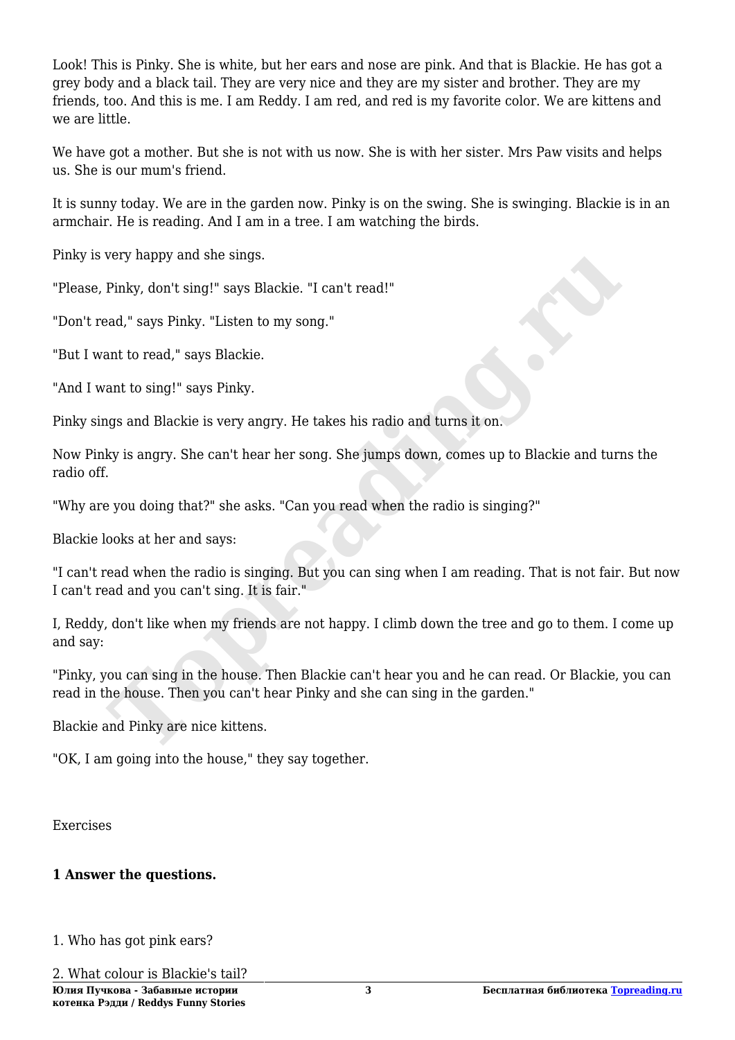Look! This is Pinky. She is white, but her ears and nose are pink. And that is Blackie. He has got a grey body and a black tail. They are very nice and they are my sister and brother. They are my friends, too. And this is me. I am Reddy. I am red, and red is my favorite color. We are kittens and we are little.

We have got a mother. But she is not with us now. She is with her sister. Mrs Paw visits and helps us. She is our mum's friend.

It is sunny today. We are in the garden now. Pinky is on the swing. She is swinging. Blackie is in an armchair. He is reading. And I am in a tree. I am watching the birds.

Pinky is very happy and she sings.

"Please, Pinky, don't sing!" says Blackie. "I can't read!"

"Don't read," says Pinky. "Listen to my song."

"But I want to read," says Blackie.

"And I want to sing!" says Pinky.

Pinky sings and Blackie is very angry. He takes his radio and turns it on.

Now Pinky is angry. She can't hear her song. She jumps down, comes up to Blackie and turns the radio off.

"Why are you doing that?" she asks. "Can you read when the radio is singing?"

Blackie looks at her and says:

"I can't read when the radio is singing. But you can sing when I am reading. That is not fair. But now I can't read and you can't sing. It is fair."

I, Reddy, don't like when my friends are not happy. I climb down the tree and go to them. I come up and say:

"Pinky, you can sing in the house. Then Blackie can't hear you and he can read. Or Blackie, you can read in the house. Then you can't hear Pinky and she can sing in the garden."

Blackie and Pinky are nice kittens.

"OK, I am going into the house," they say together.

Exercises

**1 Answer the questions.**

1. Who has got pink ears?

2. What colour is Blackie's tail?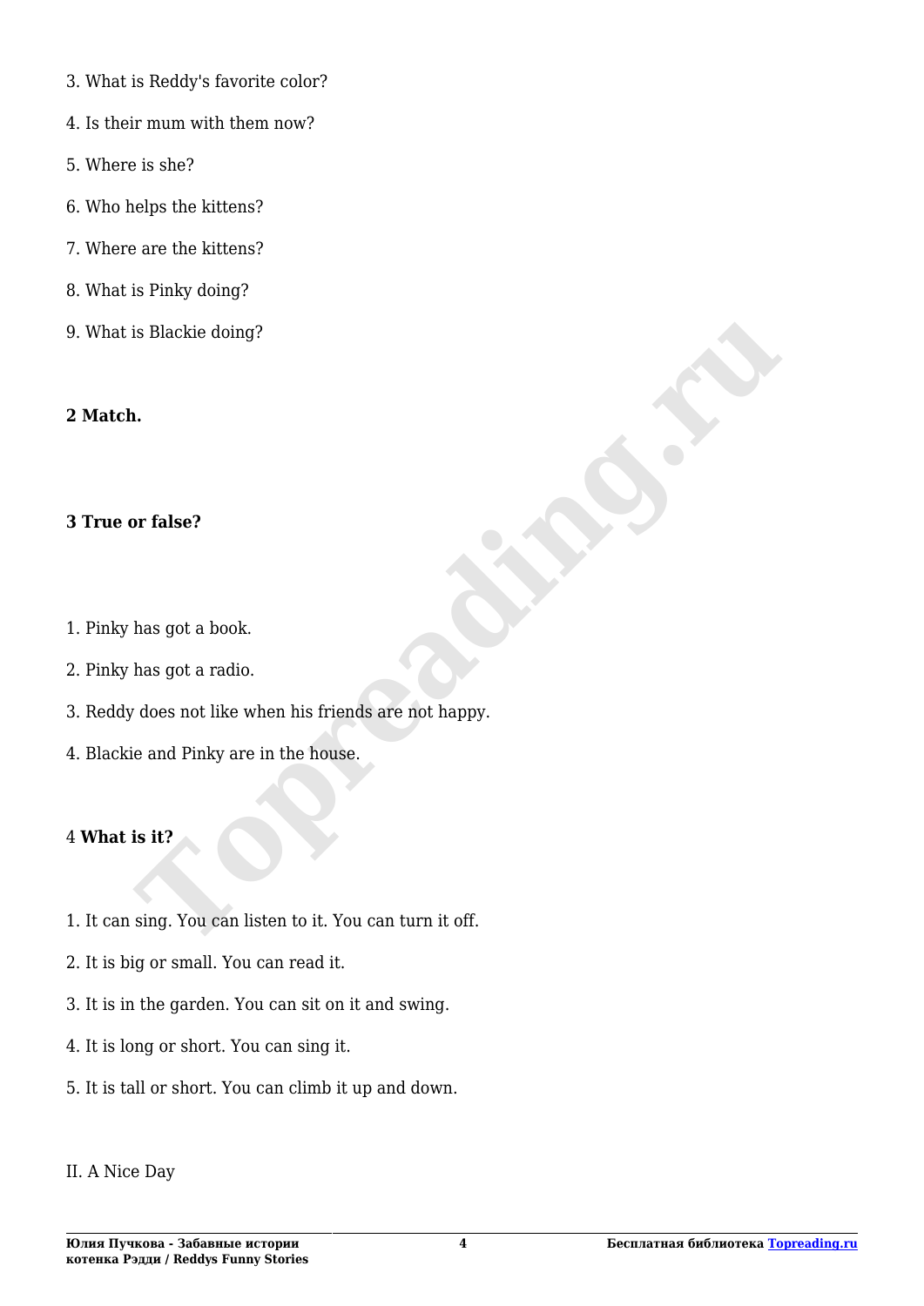3. What is Reddy's favorite color?

4. Is their mum with them now?

5. Where is she?

6. Who helps the kittens?

7. Where are the kittens?

8. What is Pinky doing?

9. What is Blackie doing?

**2 Match.**

**3 True or false?**

1. Pinky has got a book.

2. Pinky has got a radio.

3. Reddy does not like when his friends are not happy.

4. Blackie and Pinky are in the house.

4 **What is it?**

1. It can sing. You can listen to it. You can turn it off.

2. It is big or small. You can read it.

3. It is in the garden. You can sit on it and swing.

4. It is long or short. You can sing it.

5. It is tall or short. You can climb it up and down.

II. A Nice Day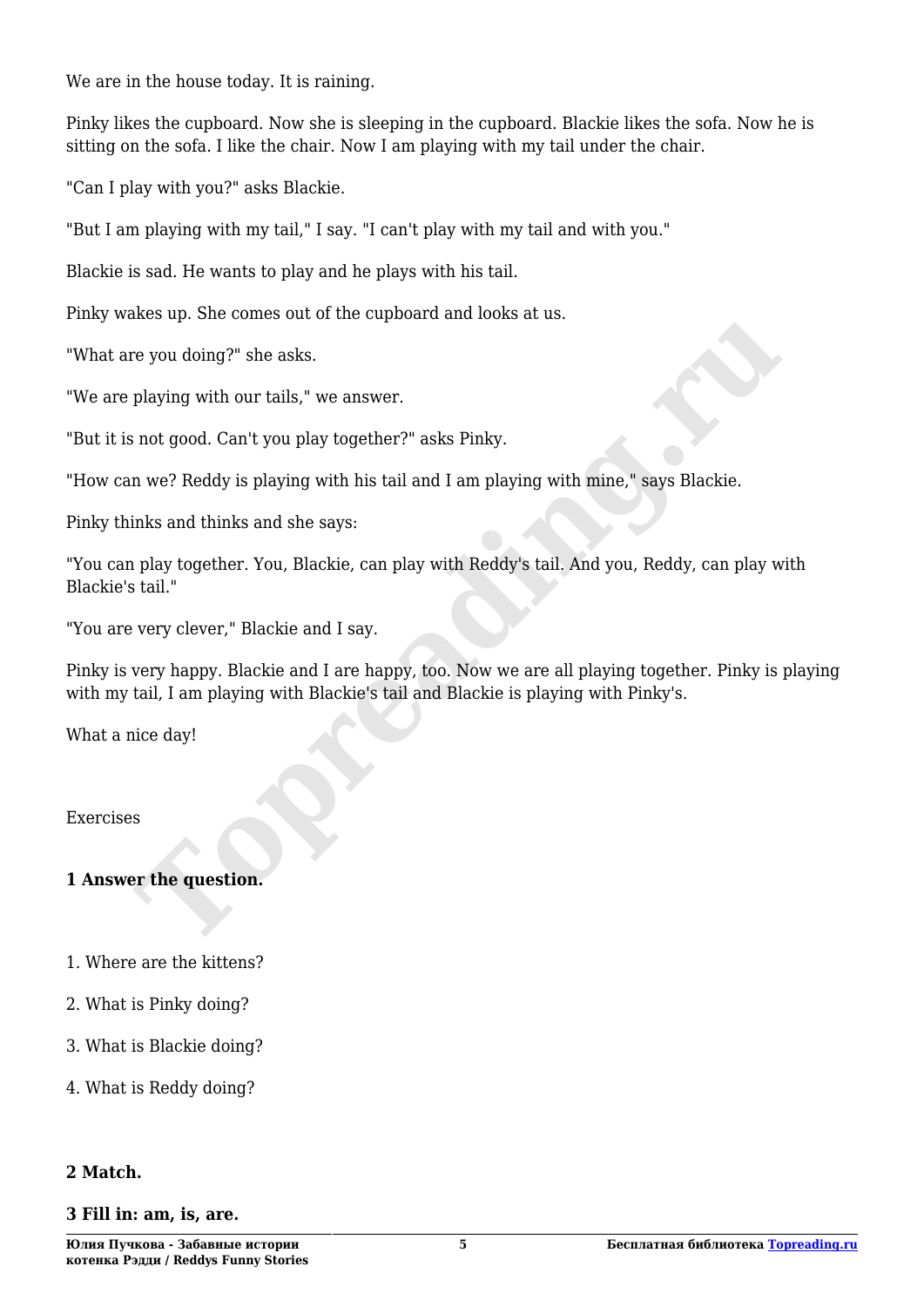We are in the house today. It is raining.

Pinky likes the cupboard. Now she is sleeping in the cupboard. Blackie likes the sofa. Now he is sitting on the sofa. I like the chair. Now I am playing with my tail under the chair.

"Can I play with you?" asks Blackie.

"But I am playing with my tail," I say. "I can't play with my tail and with you."

Blackie is sad. He wants to play and he plays with his tail.

Pinky wakes up. She comes out of the cupboard and looks at us.

"What are you doing?" she asks.

"We are playing with our tails," we answer.

"But it is not good. Can't you play together?" asks Pinky.

"How can we? Reddy is playing with his tail and I am playing with mine," says Blackie.

Pinky thinks and thinks and she says:

"You can play together. You, Blackie, can play with Reddy's tail. And you, Reddy, can play with Blackie's tail."

"You are very clever," Blackie and I say.

Pinky is very happy. Blackie and I are happy, too. Now we are all playing together. Pinky is playing with my tail, I am playing with Blackie's tail and Blackie is playing with Pinky's.

What a nice day!

Exercises

**1 Answer the question.**

1. Where are the kittens?
2. What is Pinky doing?
3. What is Blackie doing?
4. What is Reddy doing?

**2 Match.**

**3 Fill in: am, is, are.**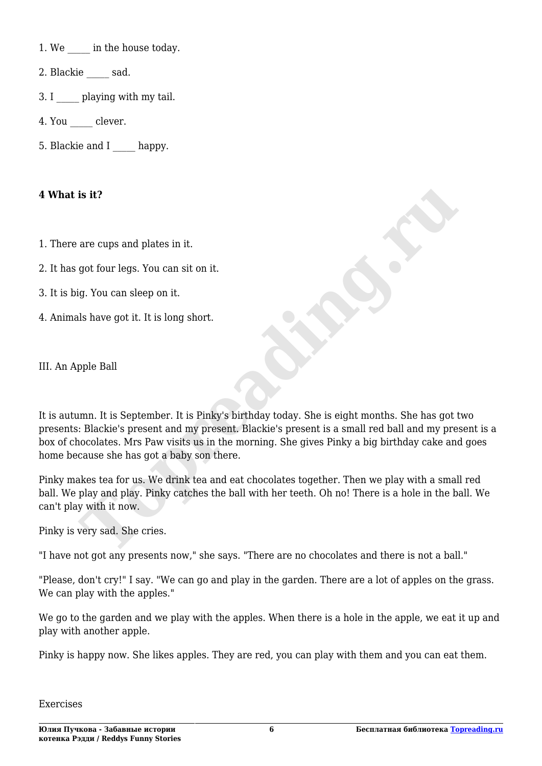1. We _____ in the house today.

2. Blackie _____ sad.

3. I _____ playing with my tail.

4. You _____ clever.

5. Blackie and I _____ happy.

**4 What is it?**

1. There are cups and plates in it.

2. It has got four legs. You can sit on it.

3. It is big. You can sleep on it.

4. Animals have got it. It is long short.

III. An Apple Ball

It is autumn. It is September. It is Pinky's birthday today. She is eight months. She has got two presents: Blackie's present and my present. Blackie's present is a small red ball and my present is a box of chocolates. Mrs Paw visits us in the morning. She gives Pinky a big birthday cake and goes home because she has got a baby son there.

Pinky makes tea for us. We drink tea and eat chocolates together. Then we play with a small red ball. We play and play. Pinky catches the ball with her teeth. Oh no! There is a hole in the ball. We can't play with it now.

Pinky is very sad. She cries.

"I have not got any presents now," she says. "There are no chocolates and there is not a ball."

"Please, don't cry!" I say. "We can go and play in the garden. There are a lot of apples on the grass. We can play with the apples."

We go to the garden and we play with the apples. When there is a hole in the apple, we eat it up and play with another apple.

Pinky is happy now. She likes apples. They are red, you can play with them and you can eat them.

Exercises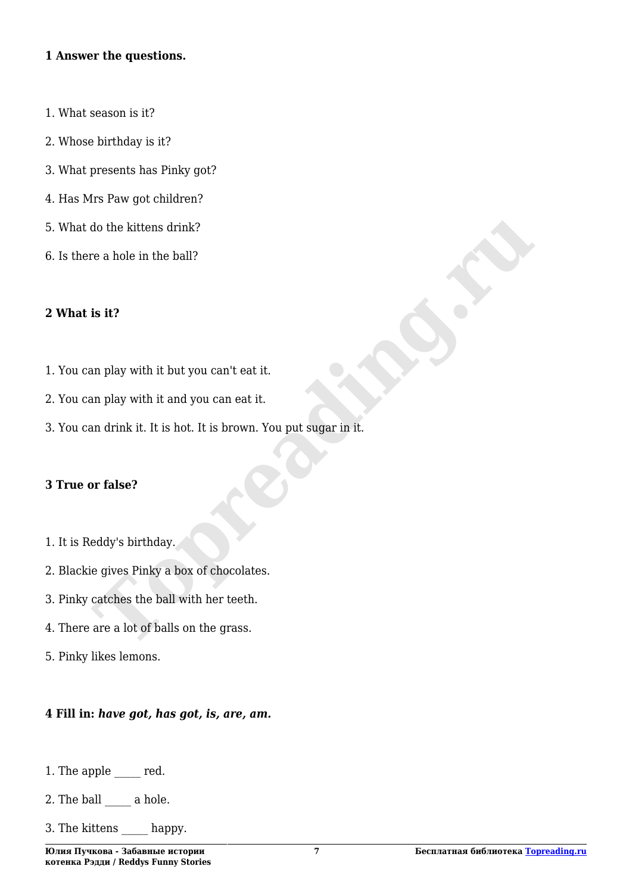**1 Answer the questions.**

1. What season is it?
2. Whose birthday is it?
3. What presents has Pinky got?
4. Has Mrs Paw got children?
5. What do the kittens drink?
6. Is there a hole in the ball?

**2 What is it?**

1. You can play with it but you can't eat it.
2. You can play with it and you can eat it.
3. You can drink it. It is hot. It is brown. You put sugar in it.

**3 True or false?**

1. It is Reddy's birthday.
2. Blackie gives Pinky a box of chocolates.
3. Pinky catches the ball with her teeth.
4. There are a lot of balls on the grass.
5. Pinky likes lemons.

**4 Fill in: *have got, has got, is, are, am.***

1. The apple _____ red.
2. The ball _____ a hole.
3. The kittens _____ happy.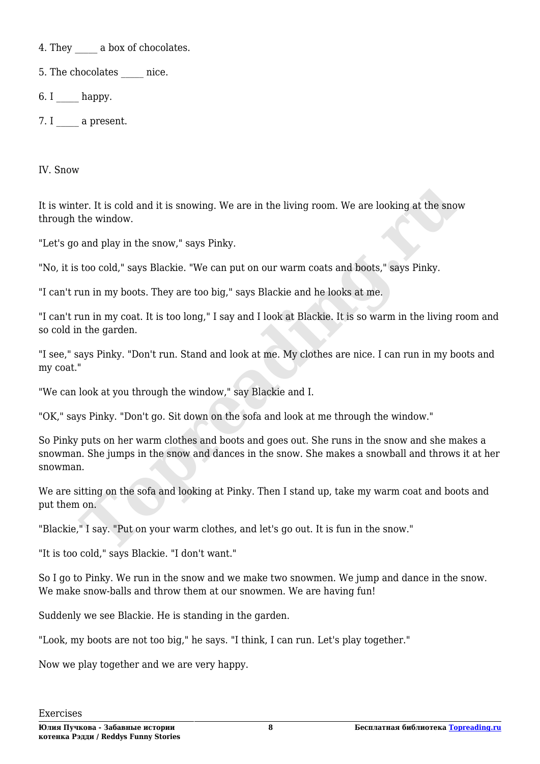4. They _____ a box of chocolates.

5. The chocolates _____ nice.

6. I _____ happy.

7. I _____ a present.

## IV. Snow

It is winter. It is cold and it is snowing. We are in the living room. We are looking at the snow through the window.

"Let's go and play in the snow," says Pinky.

"No, it is too cold," says Blackie. "We can put on our warm coats and boots," says Pinky.

"I can't run in my boots. They are too big," says Blackie and he looks at me.

"I can't run in my coat. It is too long," I say and I look at Blackie. It is so warm in the living room and so cold in the garden.

"I see," says Pinky. "Don't run. Stand and look at me. My clothes are nice. I can run in my boots and my coat."

"We can look at you through the window," say Blackie and I.

"OK," says Pinky. "Don't go. Sit down on the sofa and look at me through the window."

So Pinky puts on her warm clothes and boots and goes out. She runs in the snow and she makes a snowman. She jumps in the snow and dances in the snow. She makes a snowball and throws it at her snowman.

We are sitting on the sofa and looking at Pinky. Then I stand up, take my warm coat and boots and put them on.

"Blackie," I say. "Put on your warm clothes, and let's go out. It is fun in the snow."

"It is too cold," says Blackie. "I don't want."

So I go to Pinky. We run in the snow and we make two snowmen. We jump and dance in the snow. We make snow-balls and throw them at our snowmen. We are having fun!

Suddenly we see Blackie. He is standing in the garden.

"Look, my boots are not too big," he says. "I think, I can run. Let's play together."

Now we play together and we are very happy.

Exercises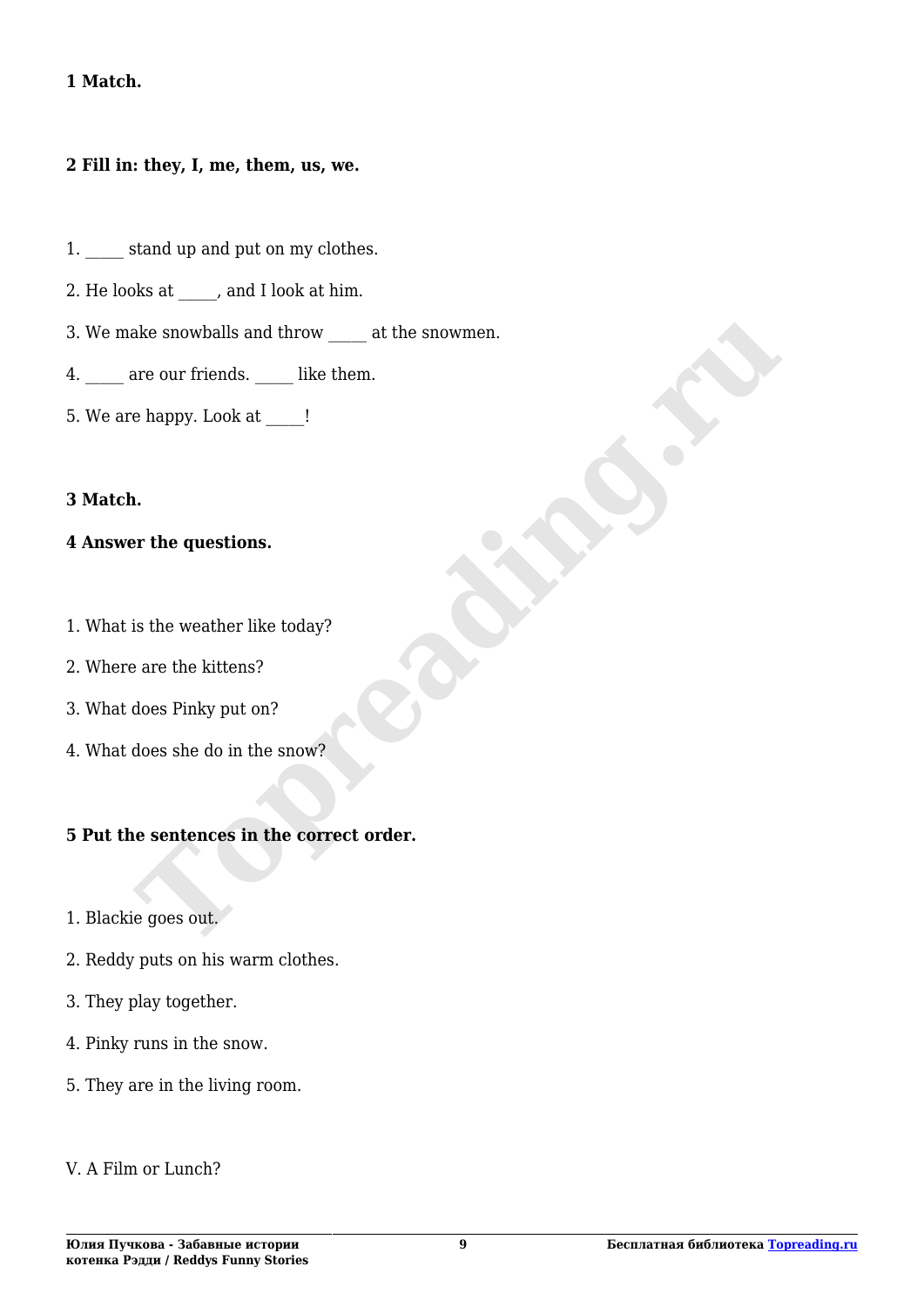**1 Match.**

**2 Fill in: they, I, me, them, us, we.**

1. _____ stand up and put on my clothes.
2. He looks at _____, and I look at him.
3. We make snowballs and throw _____ at the snowmen.
4. _____ are our friends. _____ like them.
5. We are happy. Look at _____!

**3 Match.**

**4 Answer the questions.**

1. What is the weather like today?
2. Where are the kittens?
3. What does Pinky put on?
4. What does she do in the snow?

**5 Put the sentences in the correct order.**

1. Blackie goes out.
2. Reddy puts on his warm clothes.
3. They play together.
4. Pinky runs in the snow.
5. They are in the living room.

V. A Film or Lunch?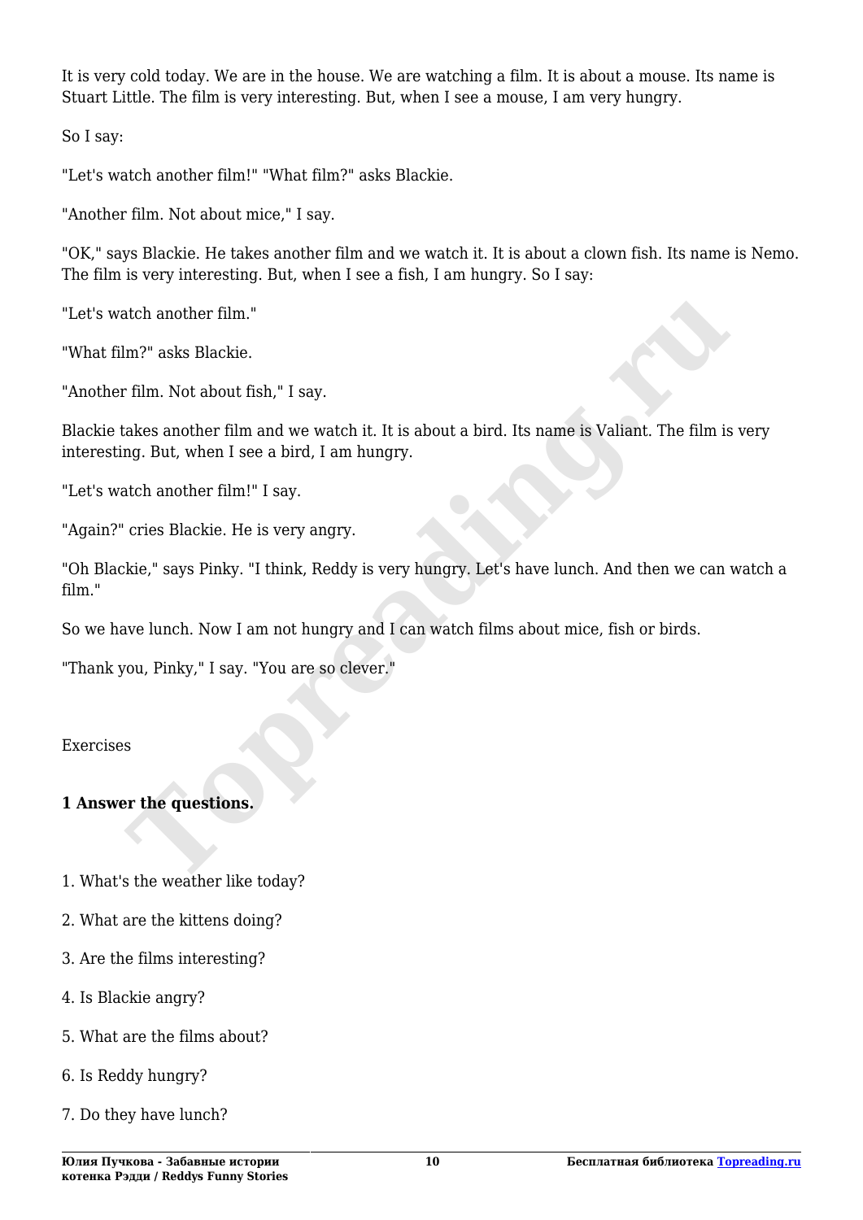It is very cold today. We are in the house. We are watching a film. It is about a mouse. Its name is Stuart Little. The film is very interesting. But, when I see a mouse, I am very hungry.

So I say:

"Let's watch another film!" "What film?" asks Blackie.

"Another film. Not about mice," I say.

"OK," says Blackie. He takes another film and we watch it. It is about a clown fish. Its name is Nemo. The film is very interesting. But, when I see a fish, I am hungry. So I say:

"Let's watch another film."

"What film?" asks Blackie.

"Another film. Not about fish," I say.

Blackie takes another film and we watch it. It is about a bird. Its name is Valiant. The film is very interesting. But, when I see a bird, I am hungry.

"Let's watch another film!" I say.

"Again?" cries Blackie. He is very angry.

"Oh Blackie," says Pinky. "I think, Reddy is very hungry. Let's have lunch. And then we can watch a film."

So we have lunch. Now I am not hungry and I can watch films about mice, fish or birds.

"Thank you, Pinky," I say. "You are so clever."

Exercises

**1 Answer the questions.**

1. What's the weather like today?
2. What are the kittens doing?
3. Are the films interesting?
4. Is Blackie angry?
5. What are the films about?
6. Is Reddy hungry?
7. Do they have lunch?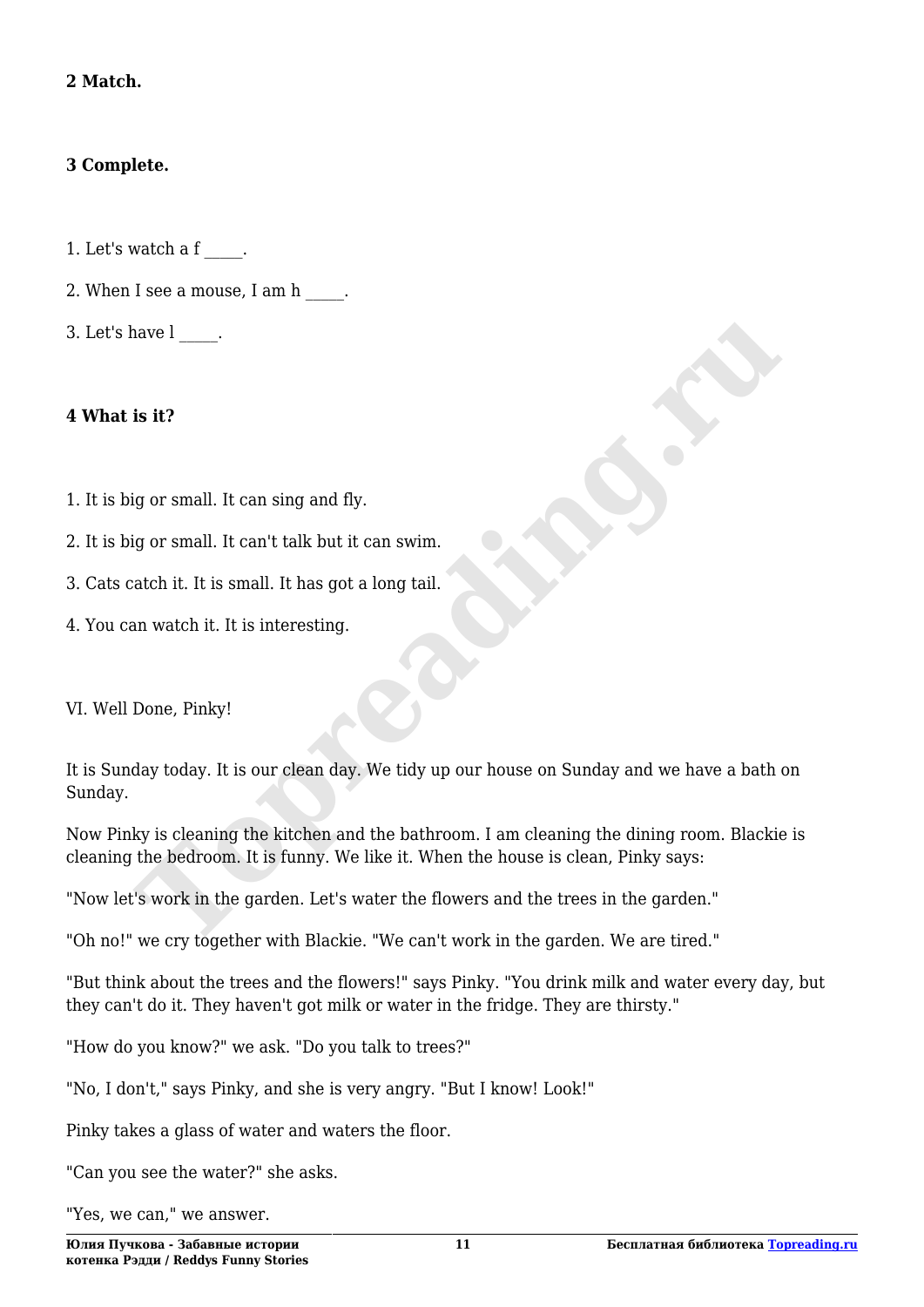**2 Match.**

**3 Complete.**

1. Let's watch a f _____.
2. When I see a mouse, I am h _____.
3. Let's have l _____.

**4 What is it?**

1. It is big or small. It can sing and fly.
2. It is big or small. It can't talk but it can swim.
3. Cats catch it. It is small. It has got a long tail.
4. You can watch it. It is interesting.

VI. Well Done, Pinky!

It is Sunday today. It is our clean day. We tidy up our house on Sunday and we have a bath on Sunday.

Now Pinky is cleaning the kitchen and the bathroom. I am cleaning the dining room. Blackie is cleaning the bedroom. It is funny. We like it. When the house is clean, Pinky says:

"Now let's work in the garden. Let's water the flowers and the trees in the garden."

"Oh no!" we cry together with Blackie. "We can't work in the garden. We are tired."

"But think about the trees and the flowers!" says Pinky. "You drink milk and water every day, but they can't do it. They haven't got milk or water in the fridge. They are thirsty."

"How do you know?" we ask. "Do you talk to trees?"

"No, I don't," says Pinky, and she is very angry. "But I know! Look!"

Pinky takes a glass of water and waters the floor.

"Can you see the water?" she asks.

"Yes, we can," we answer.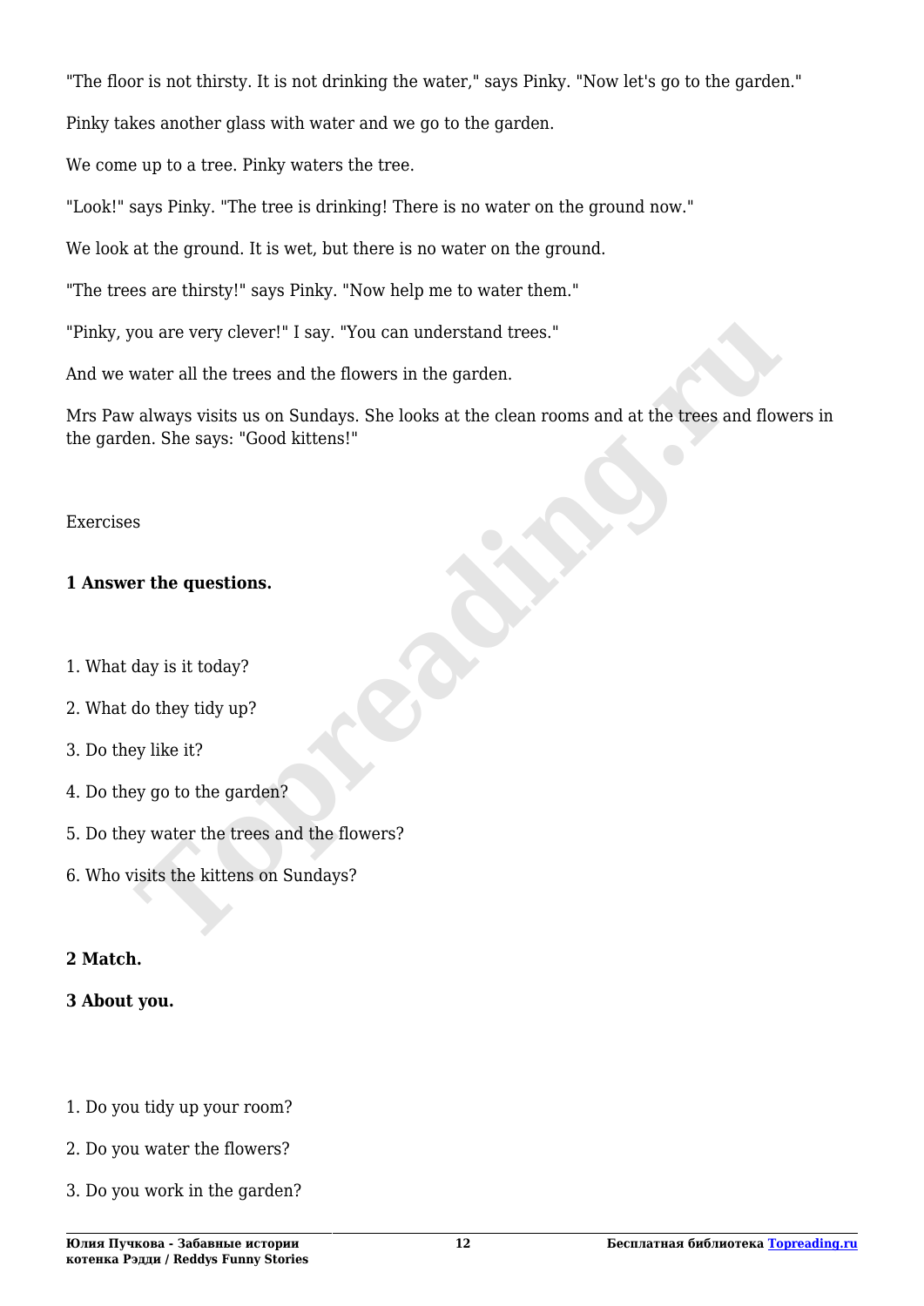"The floor is not thirsty. It is not drinking the water," says Pinky. "Now let's go to the garden."

Pinky takes another glass with water and we go to the garden.

We come up to a tree. Pinky waters the tree.

"Look!" says Pinky. "The tree is drinking! There is no water on the ground now."

We look at the ground. It is wet, but there is no water on the ground.

"The trees are thirsty!" says Pinky. "Now help me to water them."

"Pinky, you are very clever!" I say. "You can understand trees."

And we water all the trees and the flowers in the garden.

Mrs Paw always visits us on Sundays. She looks at the clean rooms and at the trees and flowers in the garden. She says: "Good kittens!"

Exercises

**1 Answer the questions.**

1. What day is it today?
2. What do they tidy up?
3. Do they like it?
4. Do they go to the garden?
5. Do they water the trees and the flowers?
6. Who visits the kittens on Sundays?

**2 Match.**

**3 About you.**

1. Do you tidy up your room?
2. Do you water the flowers?
3. Do you work in the garden?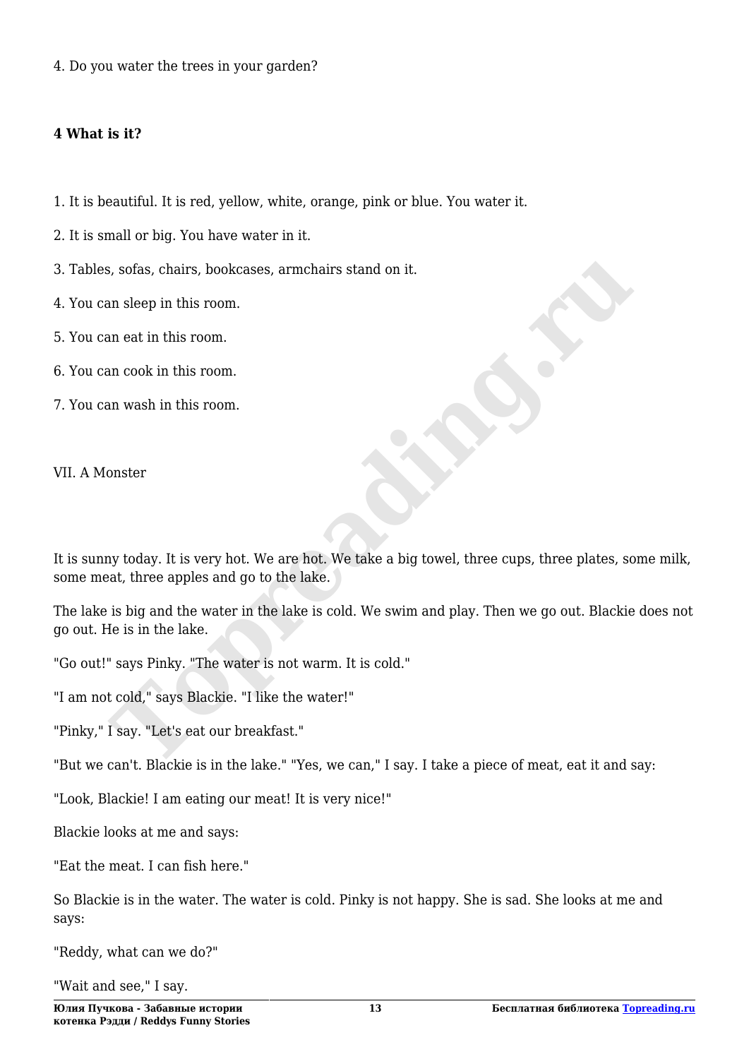4. Do you water the trees in your garden?

**4 What is it?**

1. It is beautiful. It is red, yellow, white, orange, pink or blue. You water it.
2. It is small or big. You have water in it.
3. Tables, sofas, chairs, bookcases, armchairs stand on it.
4. You can sleep in this room.
5. You can eat in this room.
6. You can cook in this room.
7. You can wash in this room.

## VII. A Monster

It is sunny today. It is very hot. We are hot. We take a big towel, three cups, three plates, some milk, some meat, three apples and go to the lake.

The lake is big and the water in the lake is cold. We swim and play. Then we go out. Blackie does not go out. He is in the lake.

"Go out!" says Pinky. "The water is not warm. It is cold."

"I am not cold," says Blackie. "I like the water!"

"Pinky," I say. "Let's eat our breakfast."

"But we can't. Blackie is in the lake." "Yes, we can," I say. I take a piece of meat, eat it and say:

"Look, Blackie! I am eating our meat! It is very nice!"

Blackie looks at me and says:

"Eat the meat. I can fish here."

So Blackie is in the water. The water is cold. Pinky is not happy. She is sad. She looks at me and says:

"Reddy, what can we do?"

"Wait and see," I say.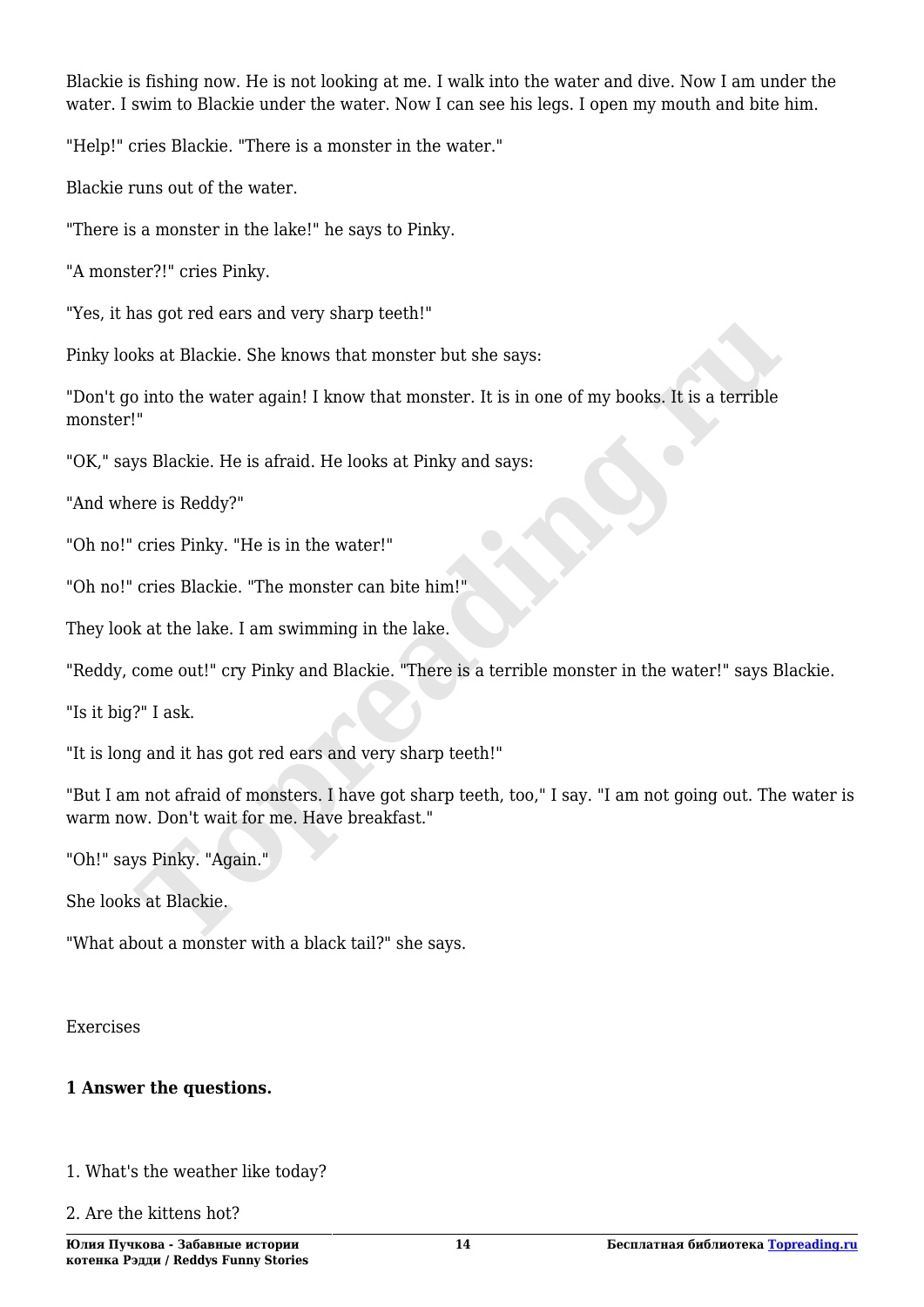Blackie is fishing now. He is not looking at me. I walk into the water and dive. Now I am under the water. I swim to Blackie under the water. Now I can see his legs. I open my mouth and bite him.

"Help!" cries Blackie. "There is a monster in the water."

Blackie runs out of the water.

"There is a monster in the lake!" he says to Pinky.

"A monster?!" cries Pinky.

"Yes, it has got red ears and very sharp teeth!"

Pinky looks at Blackie. She knows that monster but she says:

"Don't go into the water again! I know that monster. It is in one of my books. It is a terrible monster!"

"OK," says Blackie. He is afraid. He looks at Pinky and says:

"And where is Reddy?"

"Oh no!" cries Pinky. "He is in the water!"

"Oh no!" cries Blackie. "The monster can bite him!"

They look at the lake. I am swimming in the lake.

"Reddy, come out!" cry Pinky and Blackie. "There is a terrible monster in the water!" says Blackie.

"Is it big?" I ask.

"It is long and it has got red ears and very sharp teeth!"

"But I am not afraid of monsters. I have got sharp teeth, too," I say. "I am not going out. The water is warm now. Don't wait for me. Have breakfast."

"Oh!" says Pinky. "Again."

She looks at Blackie.

"What about a monster with a black tail?" she says.

Exercises

**1 Answer the questions.**

1. What's the weather like today?
2. Are the kittens hot?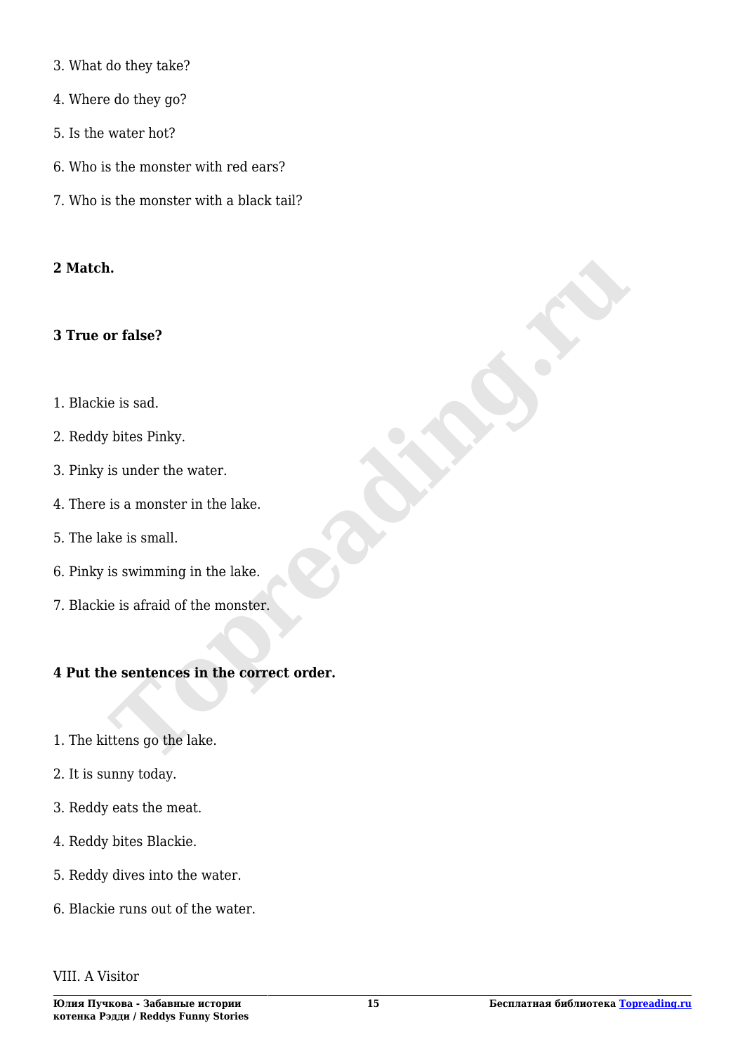3. What do they take?

4. Where do they go?

5. Is the water hot?

6. Who is the monster with red ears?

7. Who is the monster with a black tail?

**2 Match.**

**3 True or false?**

1. Blackie is sad.

2. Reddy bites Pinky.

3. Pinky is under the water.

4. There is a monster in the lake.

5. The lake is small.

6. Pinky is swimming in the lake.

7. Blackie is afraid of the monster.

**4 Put the sentences in the correct order.**

1. The kittens go the lake.

2. It is sunny today.

3. Reddy eats the meat.

4. Reddy bites Blackie.

5. Reddy dives into the water.

6. Blackie runs out of the water.

VIII. A Visitor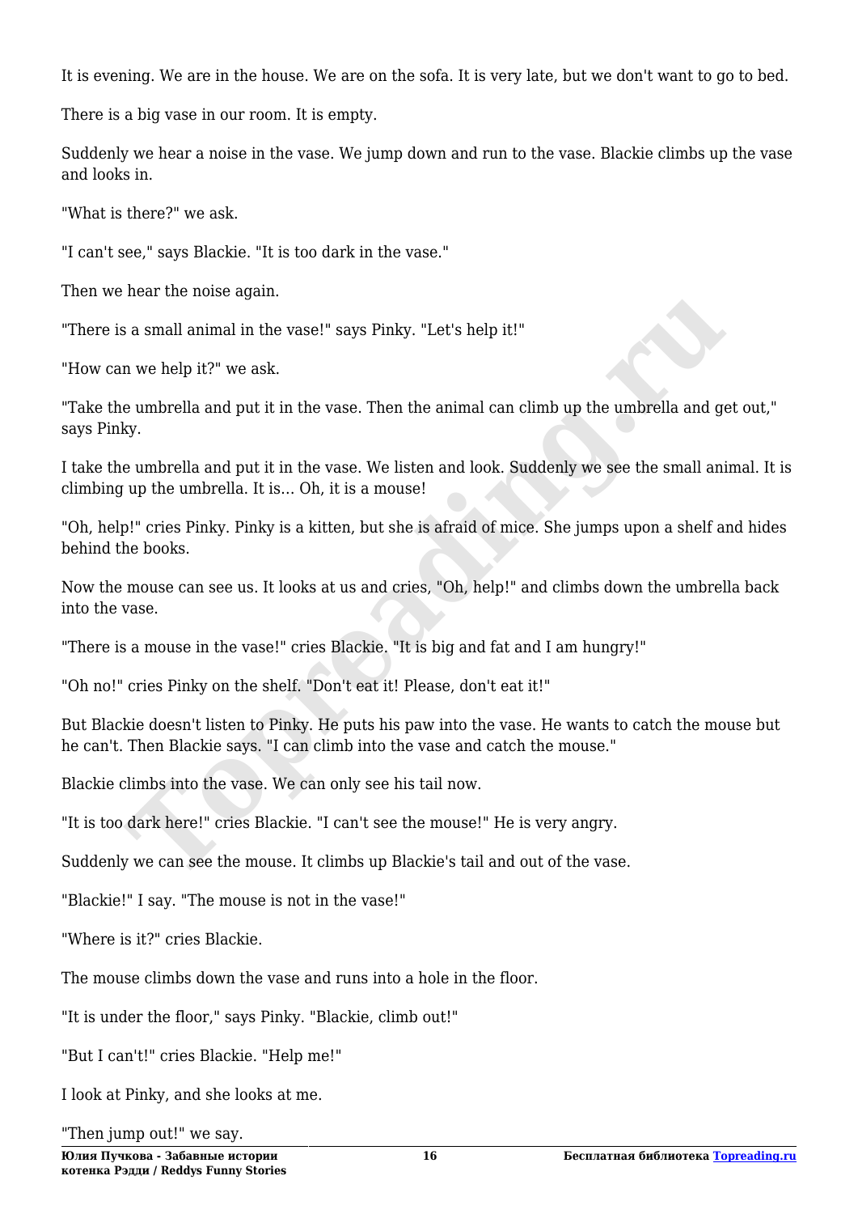It is evening. We are in the house. We are on the sofa. It is very late, but we don't want to go to bed.

There is a big vase in our room. It is empty.

Suddenly we hear a noise in the vase. We jump down and run to the vase. Blackie climbs up the vase and looks in.

"What is there?" we ask.

"I can't see," says Blackie. "It is too dark in the vase."

Then we hear the noise again.

"There is a small animal in the vase!" says Pinky. "Let's help it!"

"How can we help it?" we ask.

"Take the umbrella and put it in the vase. Then the animal can climb up the umbrella and get out," says Pinky.

I take the umbrella and put it in the vase. We listen and look. Suddenly we see the small animal. It is climbing up the umbrella. It is... Oh, it is a mouse!

"Oh, help!" cries Pinky. Pinky is a kitten, but she is afraid of mice. She jumps upon a shelf and hides behind the books.

Now the mouse can see us. It looks at us and cries, "Oh, help!" and climbs down the umbrella back into the vase.

"There is a mouse in the vase!" cries Blackie. "It is big and fat and I am hungry!"

"Oh no!" cries Pinky on the shelf. "Don't eat it! Please, don't eat it!"

But Blackie doesn't listen to Pinky. He puts his paw into the vase. He wants to catch the mouse but he can't. Then Blackie says. "I can climb into the vase and catch the mouse."

Blackie climbs into the vase. We can only see his tail now.

"It is too dark here!" cries Blackie. "I can't see the mouse!" He is very angry.

Suddenly we can see the mouse. It climbs up Blackie's tail and out of the vase.

"Blackie!" I say. "The mouse is not in the vase!"

"Where is it?" cries Blackie.

The mouse climbs down the vase and runs into a hole in the floor.

"It is under the floor," says Pinky. "Blackie, climb out!"

"But I can't!" cries Blackie. "Help me!"

I look at Pinky, and she looks at me.

"Then jump out!" we say.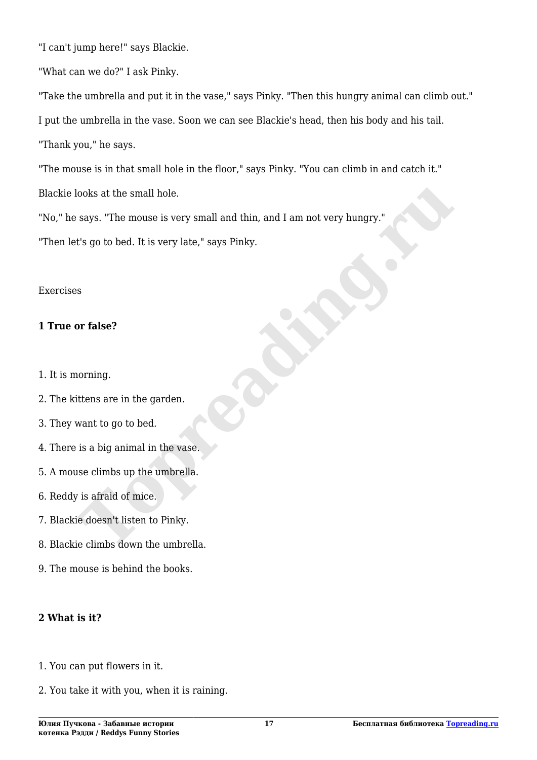"I can't jump here!" says Blackie.

"What can we do?" I ask Pinky.

"Take the umbrella and put it in the vase," says Pinky. "Then this hungry animal can climb out."

I put the umbrella in the vase. Soon we can see Blackie's head, then his body and his tail.

"Thank you," he says.

"The mouse is in that small hole in the floor," says Pinky. "You can climb in and catch it."

Blackie looks at the small hole.

"No," he says. "The mouse is very small and thin, and I am not very hungry."

"Then let's go to bed. It is very late," says Pinky.

Exercises

**1 True or false?**

1. It is morning.
2. The kittens are in the garden.
3. They want to go to bed.
4. There is a big animal in the vase.
5. A mouse climbs up the umbrella.
6. Reddy is afraid of mice.
7. Blackie doesn't listen to Pinky.
8. Blackie climbs down the umbrella.
9. The mouse is behind the books.

**2 What is it?**

1. You can put flowers in it.
2. You take it with you, when it is raining.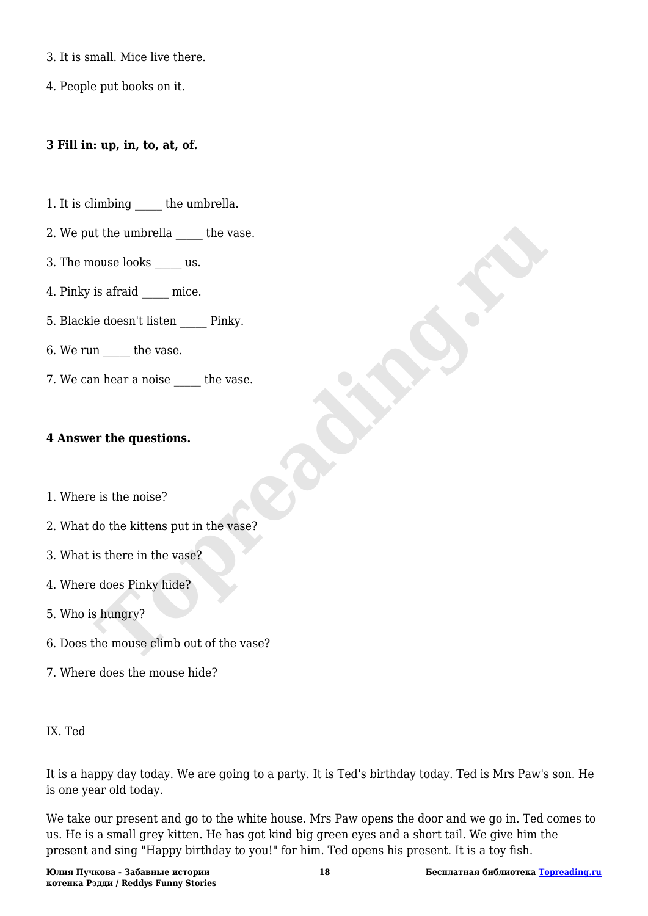3. It is small. Mice live there.

4. People put books on it.

**3 Fill in: up, in, to, at, of.**

1. It is climbing _____ the umbrella.

2. We put the umbrella _____ the vase.

3. The mouse looks _____ us.

4. Pinky is afraid _____ mice.

5. Blackie doesn't listen _____ Pinky.

6. We run _____ the vase.

7. We can hear a noise _____ the vase.

**4 Answer the questions.**

1. Where is the noise?

2. What do the kittens put in the vase?

3. What is there in the vase?

4. Where does Pinky hide?

5. Who is hungry?

6. Does the mouse climb out of the vase?

7. Where does the mouse hide?

IX. Ted

It is a happy day today. We are going to a party. It is Ted's birthday today. Ted is Mrs Paw's son. He is one year old today.

We take our present and go to the white house. Mrs Paw opens the door and we go in. Ted comes to us. He is a small grey kitten. He has got kind big green eyes and a short tail. We give him the present and sing "Happy birthday to you!" for him. Ted opens his present. It is a toy fish.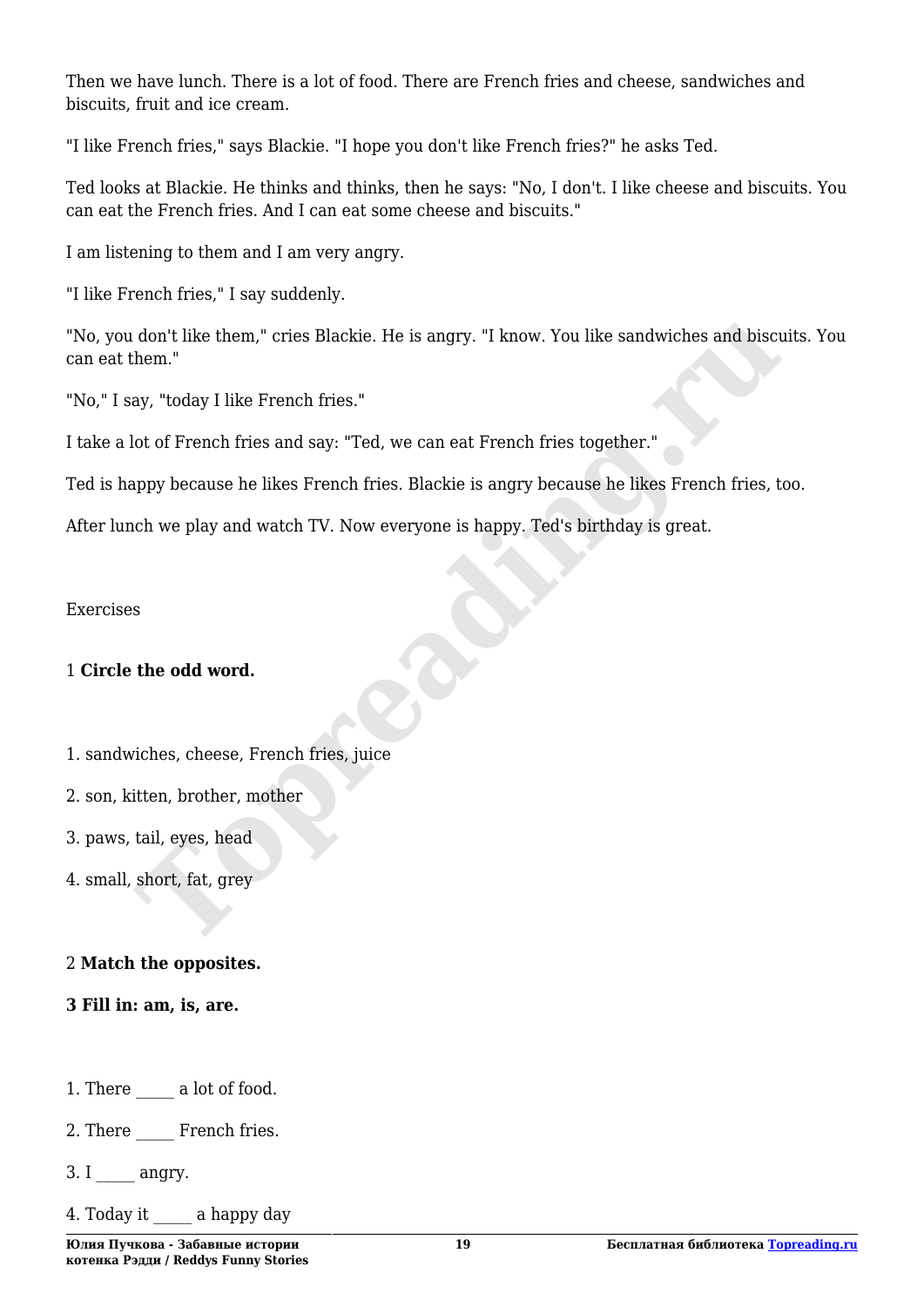Then we have lunch. There is a lot of food. There are French fries and cheese, sandwiches and biscuits, fruit and ice cream.

"I like French fries," says Blackie. "I hope you don't like French fries?" he asks Ted.

Ted looks at Blackie. He thinks and thinks, then he says: "No, I don't. I like cheese and biscuits. You can eat the French fries. And I can eat some cheese and biscuits."

I am listening to them and I am very angry.

"I like French fries," I say suddenly.

"No, you don't like them," cries Blackie. He is angry. "I know. You like sandwiches and biscuits. You can eat them."

"No," I say, "today I like French fries."

I take a lot of French fries and say: "Ted, we can eat French fries together."

Ted is happy because he likes French fries. Blackie is angry because he likes French fries, too.

After lunch we play and watch TV. Now everyone is happy. Ted's birthday is great.

Exercises

1 **Circle the odd word.**

1. sandwiches, cheese, French fries, juice
2. son, kitten, brother, mother
3. paws, tail, eyes, head
4. small, short, fat, grey

2 **Match the opposites.**

**3 Fill in: am, is, are.**

1. There _____ a lot of food.
2. There _____ French fries.
3. I _____ angry.
4. Today it _____ a happy day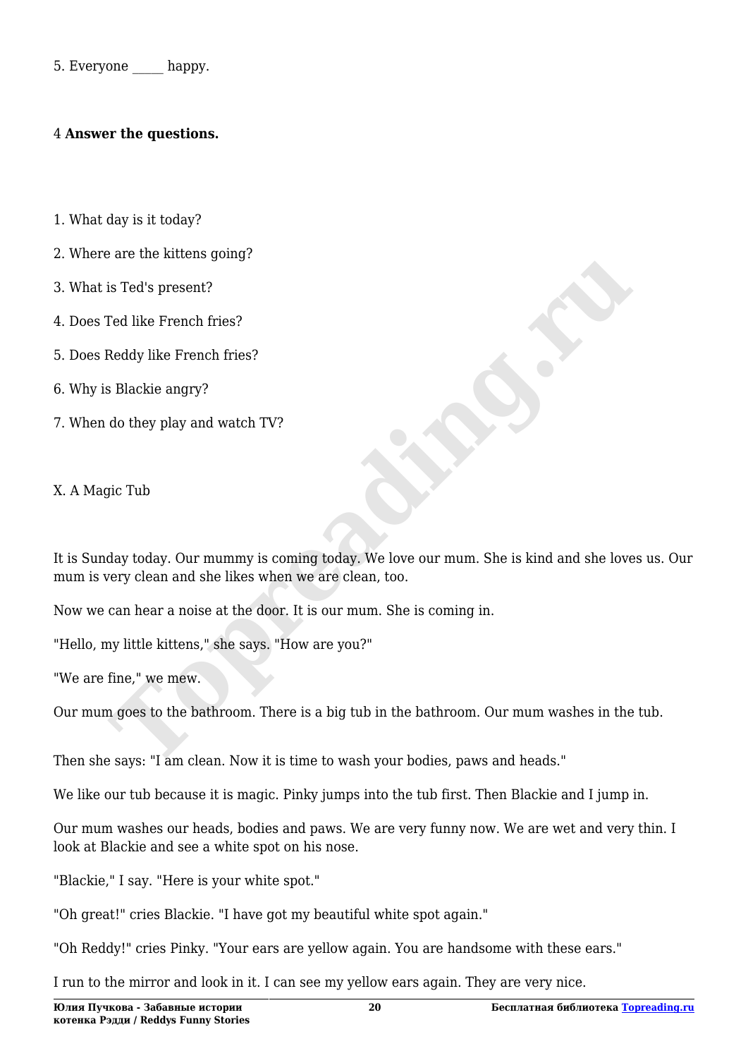5. Everyone _____ happy.

4 **Answer the questions.**

1. What day is it today?
2. Where are the kittens going?
3. What is Ted's present?
4. Does Ted like French fries?
5. Does Reddy like French fries?
6. Why is Blackie angry?
7. When do they play and watch TV?

## X. A Magic Tub

It is Sunday today. Our mummy is coming today. We love our mum. She is kind and she loves us. Our mum is very clean and she likes when we are clean, too.

Now we can hear a noise at the door. It is our mum. She is coming in.

"Hello, my little kittens," she says. "How are you?"

"We are fine," we mew.

Our mum goes to the bathroom. There is a big tub in the bathroom. Our mum washes in the tub.

Then she says: "I am clean. Now it is time to wash your bodies, paws and heads."

We like our tub because it is magic. Pinky jumps into the tub first. Then Blackie and I jump in.

Our mum washes our heads, bodies and paws. We are very funny now. We are wet and very thin. I look at Blackie and see a white spot on his nose.

"Blackie," I say. "Here is your white spot."

"Oh great!" cries Blackie. "I have got my beautiful white spot again."

"Oh Reddy!" cries Pinky. "Your ears are yellow again. You are handsome with these ears."

I run to the mirror and look in it. I can see my yellow ears again. They are very nice.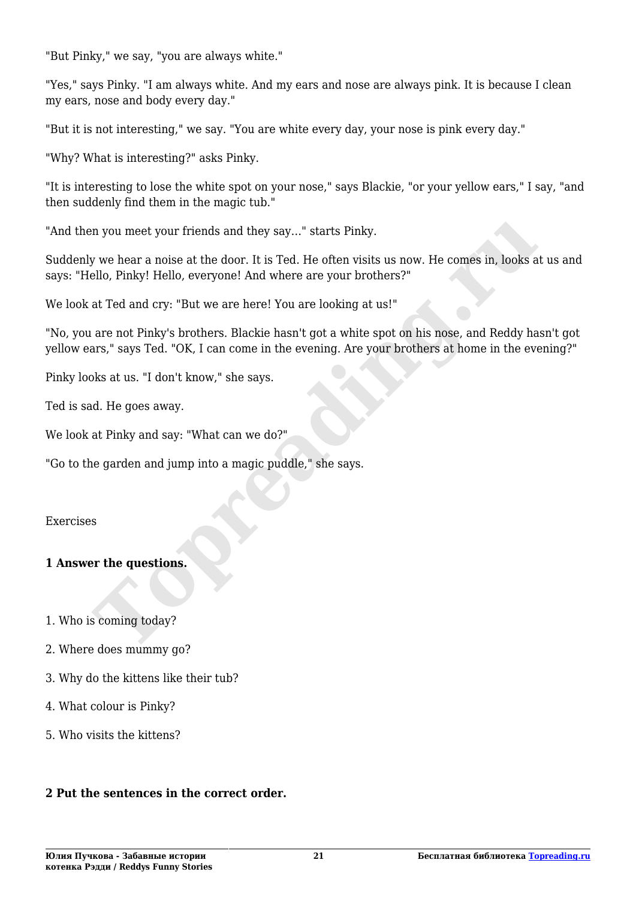"But Pinky," we say, "you are always white."

"Yes," says Pinky. "I am always white. And my ears and nose are always pink. It is because I clean my ears, nose and body every day."

"But it is not interesting," we say. "You are white every day, your nose is pink every day."

"Why? What is interesting?" asks Pinky.

"It is interesting to lose the white spot on your nose," says Blackie, "or your yellow ears," I say, "and then suddenly find them in the magic tub."

"And then you meet your friends and they say…" starts Pinky.

Suddenly we hear a noise at the door. It is Ted. He often visits us now. He comes in, looks at us and says: "Hello, Pinky! Hello, everyone! And where are your brothers?"

We look at Ted and cry: "But we are here! You are looking at us!"

"No, you are not Pinky's brothers. Blackie hasn't got a white spot on his nose, and Reddy hasn't got yellow ears," says Ted. "OK, I can come in the evening. Are your brothers at home in the evening?"

Pinky looks at us. "I don't know," she says.

Ted is sad. He goes away.

We look at Pinky and say: "What can we do?"

"Go to the garden and jump into a magic puddle," she says.

Exercises

**1 Answer the questions.**

1. Who is coming today?
2. Where does mummy go?
3. Why do the kittens like their tub?
4. What colour is Pinky?
5. Who visits the kittens?

**2 Put the sentences in the correct order.**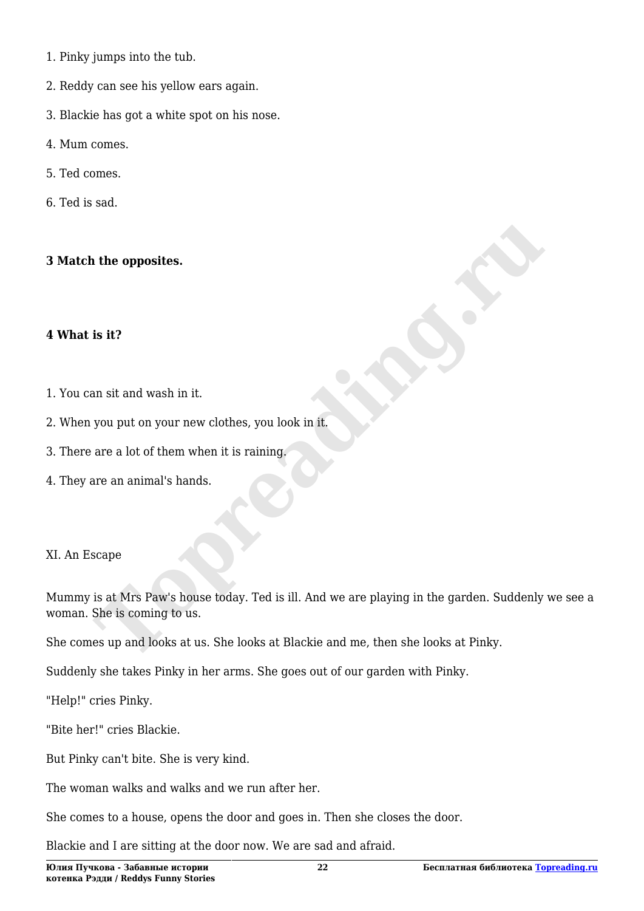1. Pinky jumps into the tub.

2. Reddy can see his yellow ears again.

3. Blackie has got a white spot on his nose.

4. Mum comes.

5. Ted comes.

6. Ted is sad.

**3 Match the opposites.**

**4 What is it?**

1. You can sit and wash in it.

2. When you put on your new clothes, you look in it.

3. There are a lot of them when it is raining.

4. They are an animal's hands.

XI. An Escape

Mummy is at Mrs Paw's house today. Ted is ill. And we are playing in the garden. Suddenly we see a woman. She is coming to us.

She comes up and looks at us. She looks at Blackie and me, then she looks at Pinky.

Suddenly she takes Pinky in her arms. She goes out of our garden with Pinky.

"Help!" cries Pinky.

"Bite her!" cries Blackie.

But Pinky can't bite. She is very kind.

The woman walks and walks and we run after her.

She comes to a house, opens the door and goes in. Then she closes the door.

Blackie and I are sitting at the door now. We are sad and afraid.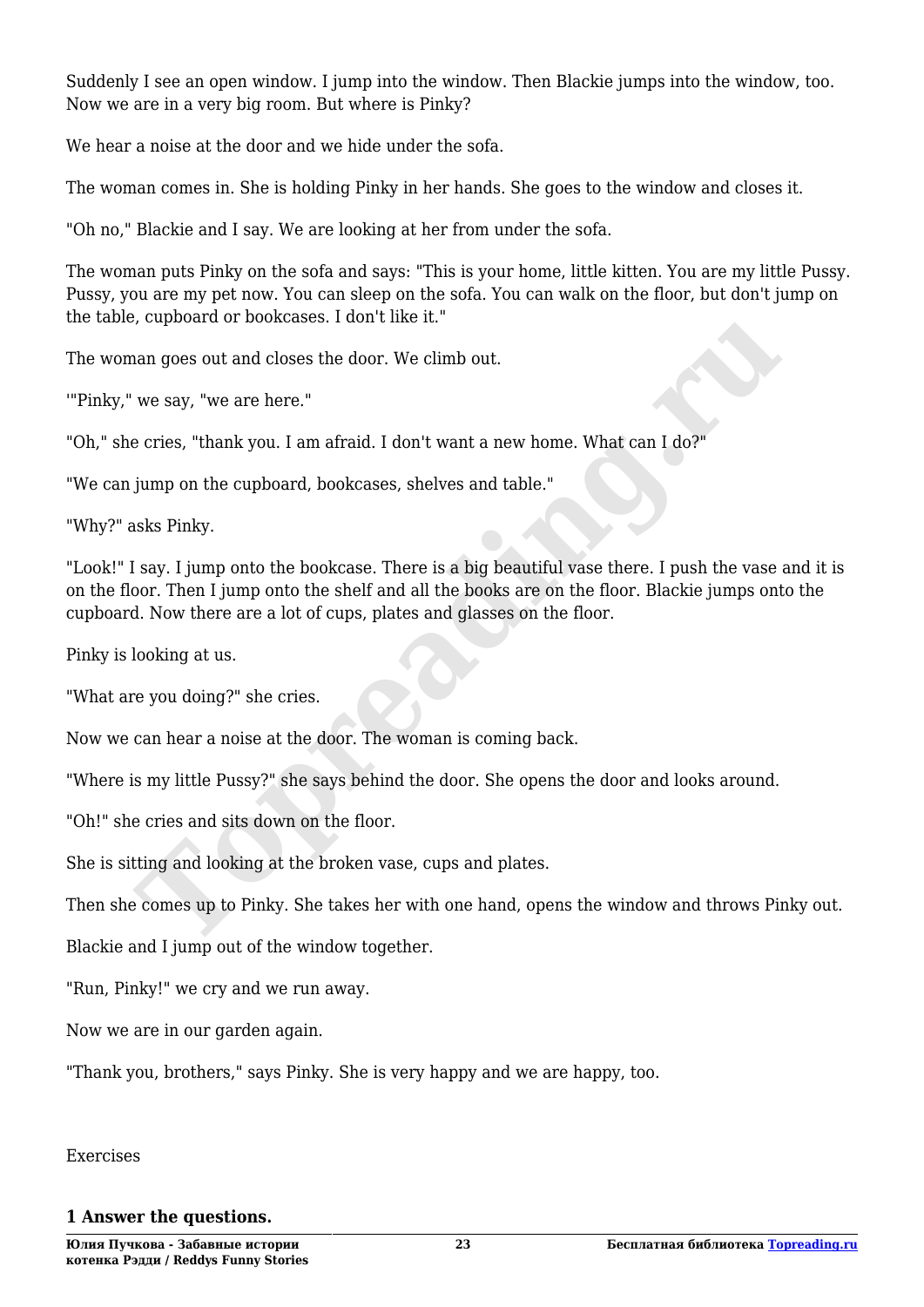Suddenly I see an open window. I jump into the window. Then Blackie jumps into the window, too. Now we are in a very big room. But where is Pinky?

We hear a noise at the door and we hide under the sofa.

The woman comes in. She is holding Pinky in her hands. She goes to the window and closes it.

"Oh no," Blackie and I say. We are looking at her from under the sofa.

The woman puts Pinky on the sofa and says: "This is your home, little kitten. You are my little Pussy. Pussy, you are my pet now. You can sleep on the sofa. You can walk on the floor, but don't jump on the table, cupboard or bookcases. I don't like it."

The woman goes out and closes the door. We climb out.

'"Pinky," we say, "we are here."

"Oh," she cries, "thank you. I am afraid. I don't want a new home. What can I do?"

"We can jump on the cupboard, bookcases, shelves and table."

"Why?" asks Pinky.

"Look!" I say. I jump onto the bookcase. There is a big beautiful vase there. I push the vase and it is on the floor. Then I jump onto the shelf and all the books are on the floor. Blackie jumps onto the cupboard. Now there are a lot of cups, plates and glasses on the floor.

Pinky is looking at us.

"What are you doing?" she cries.

Now we can hear a noise at the door. The woman is coming back.

"Where is my little Pussy?" she says behind the door. She opens the door and looks around.

"Oh!" she cries and sits down on the floor.

She is sitting and looking at the broken vase, cups and plates.

Then she comes up to Pinky. She takes her with one hand, opens the window and throws Pinky out.

Blackie and I jump out of the window together.

"Run, Pinky!" we cry and we run away.

Now we are in our garden again.

"Thank you, brothers," says Pinky. She is very happy and we are happy, too.

Exercises

**1 Answer the questions.**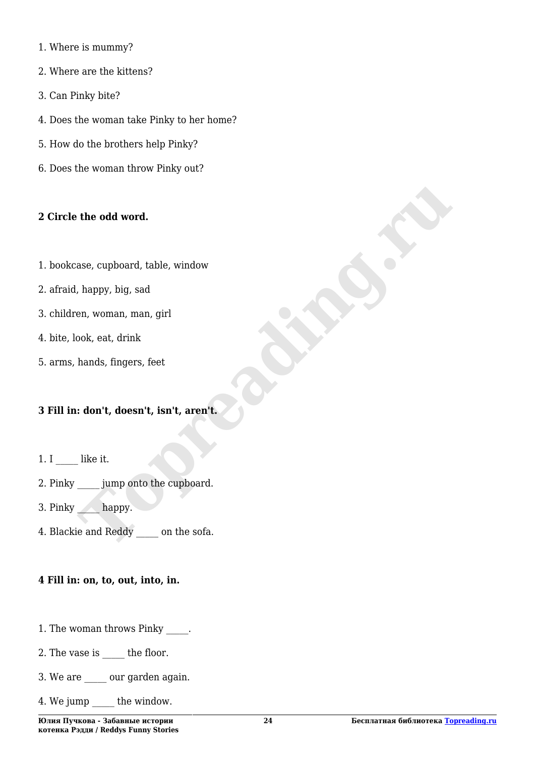1. Where is mummy?

2. Where are the kittens?

3. Can Pinky bite?

4. Does the woman take Pinky to her home?

5. How do the brothers help Pinky?

6. Does the woman throw Pinky out?

**2 Circle the odd word.**

1. bookcase, cupboard, table, window

2. afraid, happy, big, sad

3. children, woman, man, girl

4. bite, look, eat, drink

5. arms, hands, fingers, feet

**3 Fill in: don't, doesn't, isn't, aren't.**

1. I _____ like it.

2. Pinky _____ jump onto the cupboard.

3. Pinky _____ happy.

4. Blackie and Reddy _____ on the sofa.

**4 Fill in: on, to, out, into, in.**

1. The woman throws Pinky _____.

2. The vase is _____ the floor.

3. We are _____ our garden again.

4. We jump _____ the window.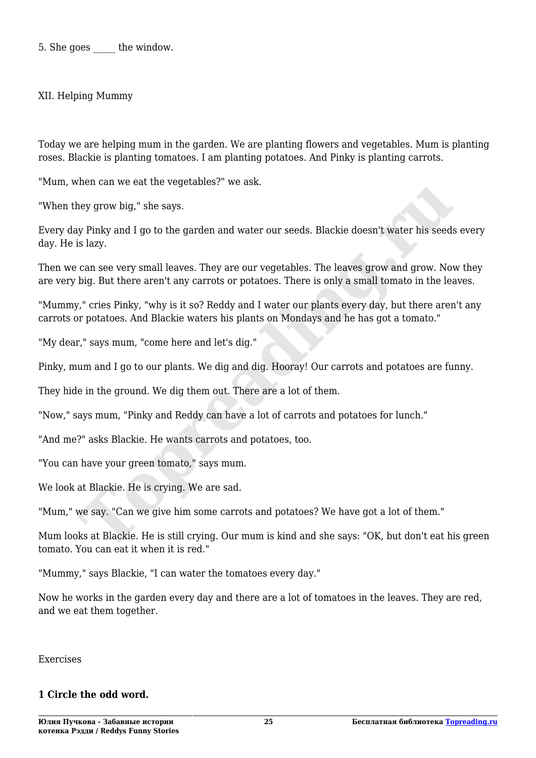5. She goes _____ the window.

## XII. Helping Mummy

Today we are helping mum in the garden. We are planting flowers and vegetables. Mum is planting roses. Blackie is planting tomatoes. I am planting potatoes. And Pinky is planting carrots.

"Mum, when can we eat the vegetables?" we ask.

"When they grow big," she says.

Every day Pinky and I go to the garden and water our seeds. Blackie doesn't water his seeds every day. He is lazy.

Then we can see very small leaves. They are our vegetables. The leaves grow and grow. Now they are very big. But there aren't any carrots or potatoes. There is only a small tomato in the leaves.

"Mummy," cries Pinky, "why is it so? Reddy and I water our plants every day, but there aren't any carrots or potatoes. And Blackie waters his plants on Mondays and he has got a tomato."

"My dear," says mum, "come here and let's dig."

Pinky, mum and I go to our plants. We dig and dig. Hooray! Our carrots and potatoes are funny.

They hide in the ground. We dig them out. There are a lot of them.

"Now," says mum, "Pinky and Reddy can have a lot of carrots and potatoes for lunch."

"And me?" asks Blackie. He wants carrots and potatoes, too.

"You can have your green tomato," says mum.

We look at Blackie. He is crying. We are sad.

"Mum," we say. "Can we give him some carrots and potatoes? We have got a lot of them."

Mum looks at Blackie. He is still crying. Our mum is kind and she says: "OK, but don't eat his green tomato. You can eat it when it is red."

"Mummy," says Blackie, "I can water the tomatoes every day."

Now he works in the garden every day and there are a lot of tomatoes in the leaves. They are red, and we eat them together.

Exercises

**1 Circle the odd word.**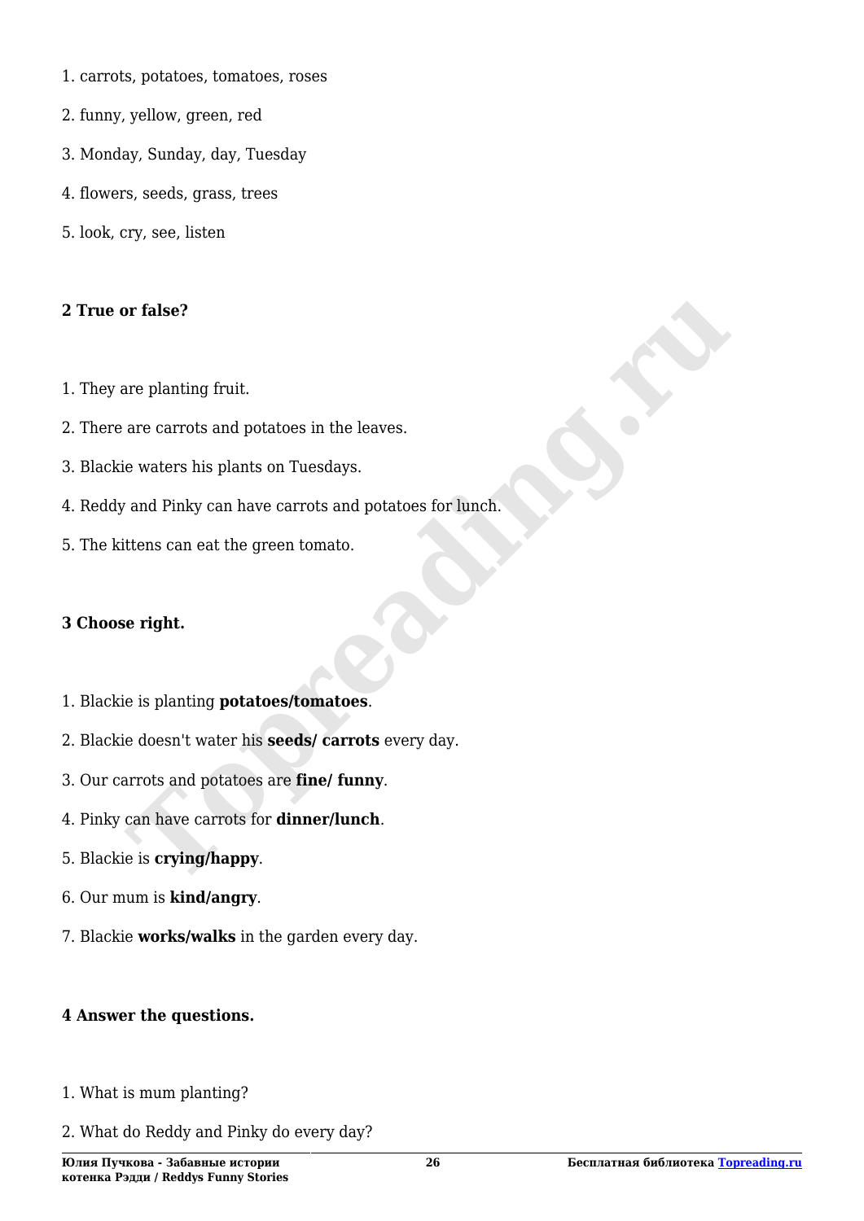1. carrots, potatoes, tomatoes, roses

2. funny, yellow, green, red

3. Monday, Sunday, day, Tuesday

4. flowers, seeds, grass, trees

5. look, cry, see, listen

**2 True or false?**

1. They are planting fruit.

2. There are carrots and potatoes in the leaves.

3. Blackie waters his plants on Tuesdays.

4. Reddy and Pinky can have carrots and potatoes for lunch.

5. The kittens can eat the green tomato.

**3 Choose right.**

1. Blackie is planting **potatoes/tomatoes**.

2. Blackie doesn't water his **seeds/ carrots** every day.

3. Our carrots and potatoes are **fine/ funny**.

4. Pinky can have carrots for **dinner/lunch**.

5. Blackie is **crying/happy**.

6. Our mum is **kind/angry**.

7. Blackie **works/walks** in the garden every day.

**4 Answer the questions.**

1. What is mum planting?

2. What do Reddy and Pinky do every day?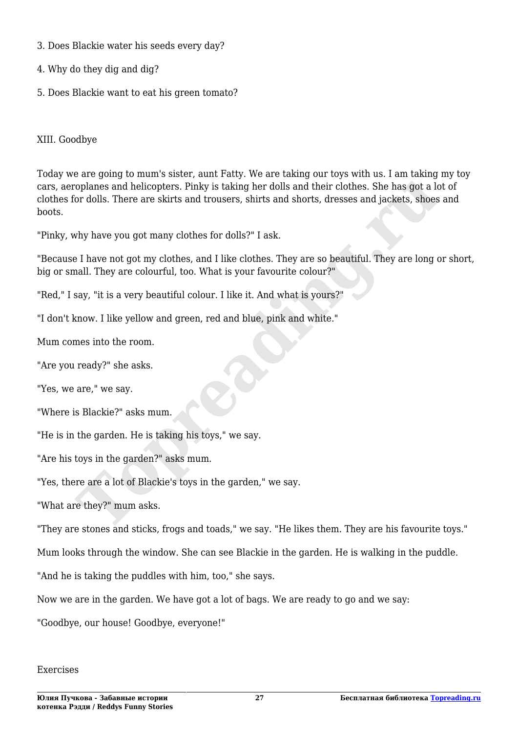3. Does Blackie water his seeds every day?

4. Why do they dig and dig?

5. Does Blackie want to eat his green tomato?

## XIII. Goodbye

Today we are going to mum's sister, aunt Fatty. We are taking our toys with us. I am taking my toy cars, aeroplanes and helicopters. Pinky is taking her dolls and their clothes. She has got a lot of clothes for dolls. There are skirts and trousers, shirts and shorts, dresses and jackets, shoes and boots.

"Pinky, why have you got many clothes for dolls?" I ask.

"Because I have not got my clothes, and I like clothes. They are so beautiful. They are long or short, big or small. They are colourful, too. What is your favourite colour?"

"Red," I say, "it is a very beautiful colour. I like it. And what is yours?"

"I don't know. I like yellow and green, red and blue, pink and white."

Mum comes into the room.

"Are you ready?" she asks.

"Yes, we are," we say.

"Where is Blackie?" asks mum.

"He is in the garden. He is taking his toys," we say.

"Are his toys in the garden?" asks mum.

"Yes, there are a lot of Blackie's toys in the garden," we say.

"What are they?" mum asks.

"They are stones and sticks, frogs and toads," we say. "He likes them. They are his favourite toys."

Mum looks through the window. She can see Blackie in the garden. He is walking in the puddle.

"And he is taking the puddles with him, too," she says.

Now we are in the garden. We have got a lot of bags. We are ready to go and we say:

"Goodbye, our house! Goodbye, everyone!"

Exercises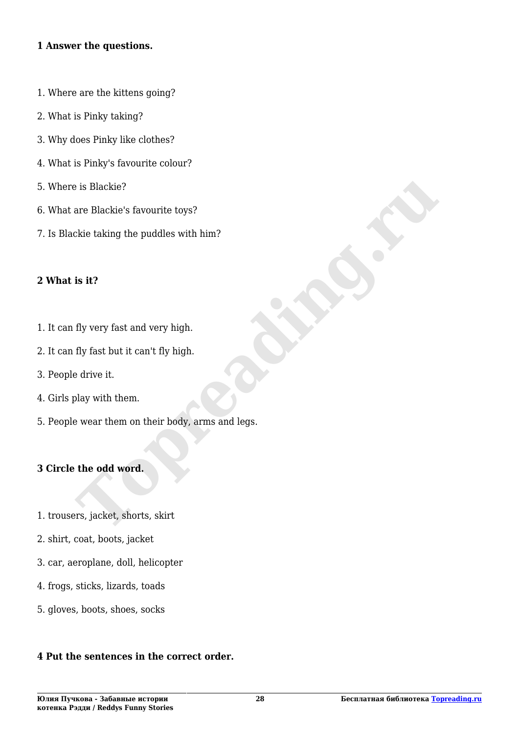**1 Answer the questions.**

1. Where are the kittens going?
2. What is Pinky taking?
3. Why does Pinky like clothes?
4. What is Pinky's favourite colour?
5. Where is Blackie?
6. What are Blackie's favourite toys?
7. Is Blackie taking the puddles with him?

**2 What is it?**

1. It can fly very fast and very high.
2. It can fly fast but it can't fly high.
3. People drive it.
4. Girls play with them.
5. People wear them on their body, arms and legs.

**3 Circle the odd word.**

1. trousers, jacket, shorts, skirt
2. shirt, coat, boots, jacket
3. car, aeroplane, doll, helicopter
4. frogs, sticks, lizards, toads
5. gloves, boots, shoes, socks

**4 Put the sentences in the correct order.**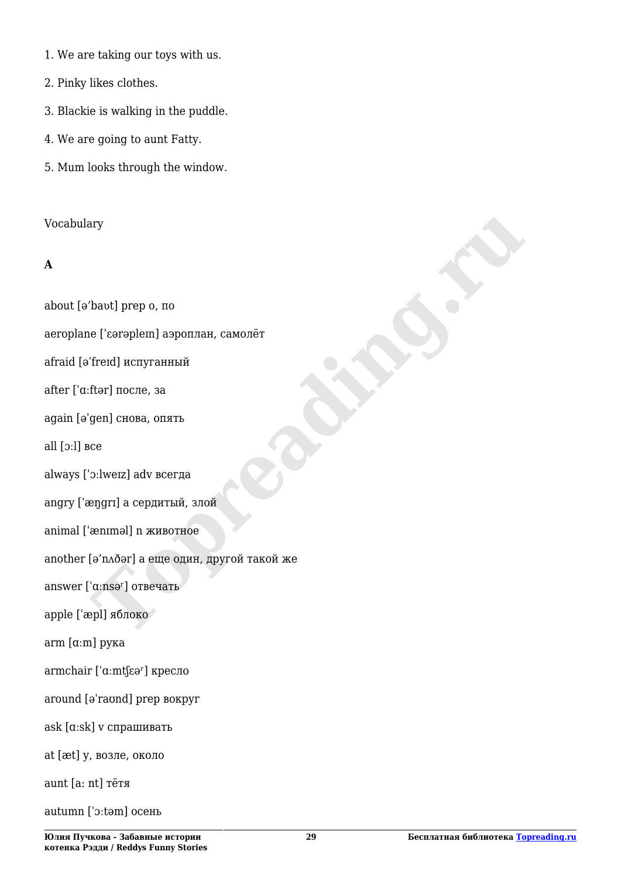1. We are taking our toys with us.

2. Pinky likes clothes.

3. Blackie is walking in the puddle.

4. We are going to aunt Fatty.

5. Mum looks through the window.

Vocabulary

**A**

about [ə’baʊt] prep о, по

aeroplane [ˈɛərəpleɪn] аэроплан, самолёт

afraid [əˈfreɪd] испуганный

after [ˈɑ:ftər] после, за

again [əˈgen] снова, опять

all [ɔ:l] все

always [ˈɔ:lweɪz] adv всегда

angry [ˈæŋgrɪ] a сердитый, злой

animal [ˈænɪməl] n животное

another [ə’nʌðər] a еще один, другой такой же

answer [ˈɑ:nsəʳ] отвечать

apple [ˈæpl] яблоко

arm [ɑ:m] рука

armchair [ˈɑ:mʧɛəʳ] кресло

around [əˈraʊnd] prep вокруг

ask [ɑ:sk] v спрашивать

at [æt] у, возле, около

aunt [a: nt] тётя

autumn [ˈɔ:təm] осень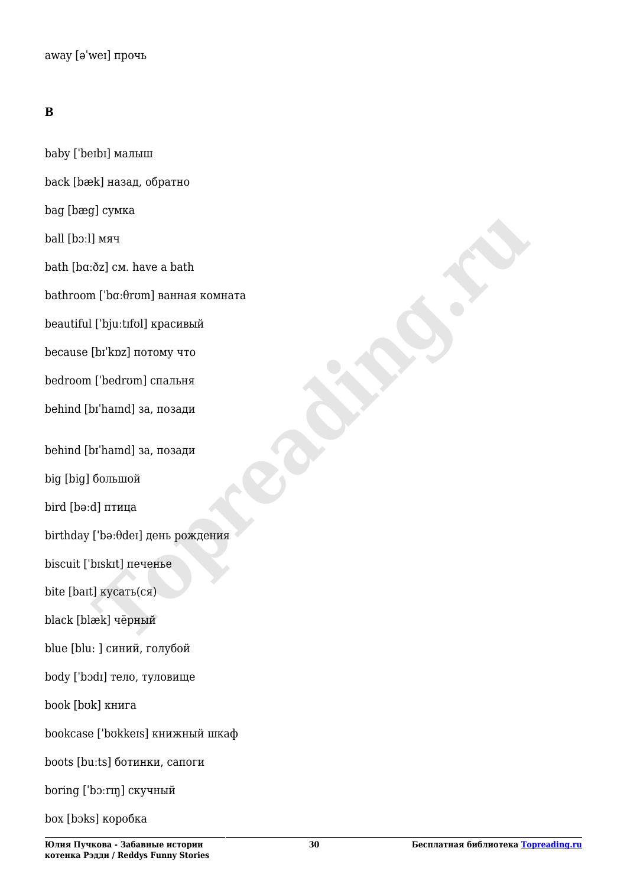away [əˈweɪ] прочь

**B**

baby [ˈbeɪbɪ] малыш

back [bæk] назад, обратно

bag [bæg] сумка

ball [bɔːl] мяч

bath [bɑːðz] см. have a bath

bathroom [ˈbɑːθrʊm] ванная комната

beautiful [ˈbjuːtɪfʊl] красивый

because [bɪˈkɒz] потому что

bedroom [ˈbedrʊm] спальня

behind [bɪˈhaɪnd] за, позади

behind [bɪˈhaɪnd] за, позади

big [big] большой

bird [bəːd] птица

birthday [ˈbəːθdeɪ] день рождения

biscuit [ˈbɪskɪt] печенье

bite [baɪt] кусать(ся)

black [blæk] чёрный

blue [bluː ] синий, голубой

body [ˈbɔdɪ] тело, туловище

book [bʊk] книга

bookcase [ˈbʊkkeɪs] книжный шкаф

boots [buːts] ботинки, сапоги

boring [ˈbɔːrɪŋ] скучный

box [bɔks] коробка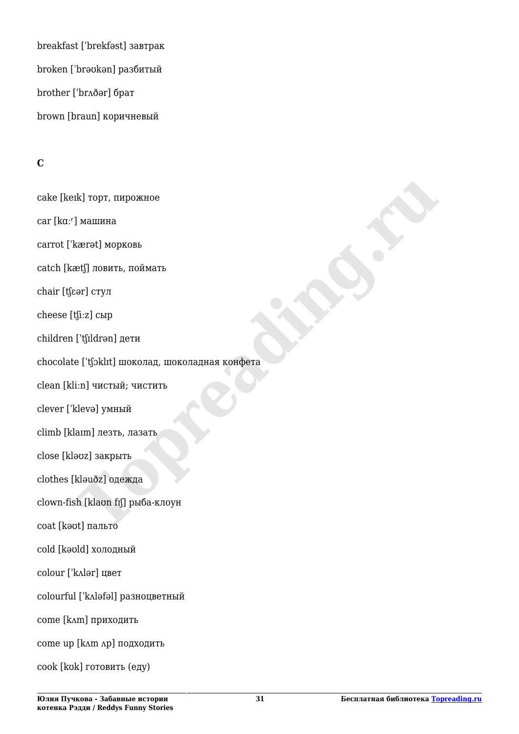breakfast ['brekfəst] завтрак

broken ['brəʊkən] разбитый

brother ['brʌðər] брат

brown [braun] коричневый

**C**

cake [keɪk] торт, пирожное

car [kɑːʳ] машина

carrot ['kærət] морковь

catch [kætʃ] ловить, поймать

chair [tʃɛər] стул

cheese [tʃiːz] сыр

children ['tʃɪldrən] дети

chocolate ['tʃɔklɪt] шоколад, шоколадная конфета

clean [kliːn] чистый; чистить

clever ['klevə] умный

climb [klaɪm] лезть, лазать

close [kləʊz] закрыть

clothes [kləuðz] одежда

clown-fish [klaʊn fɪʃ] рыба-клоун

coat [kəʊt] пальто

cold [kəʊld] холодный

colour ['kʌlər] цвет

colourful ['kʌləfəl] разноцветный

come [kʌm] приходить

come up [kʌm ʌp] подходить

cook [kʊk] готовить (еду)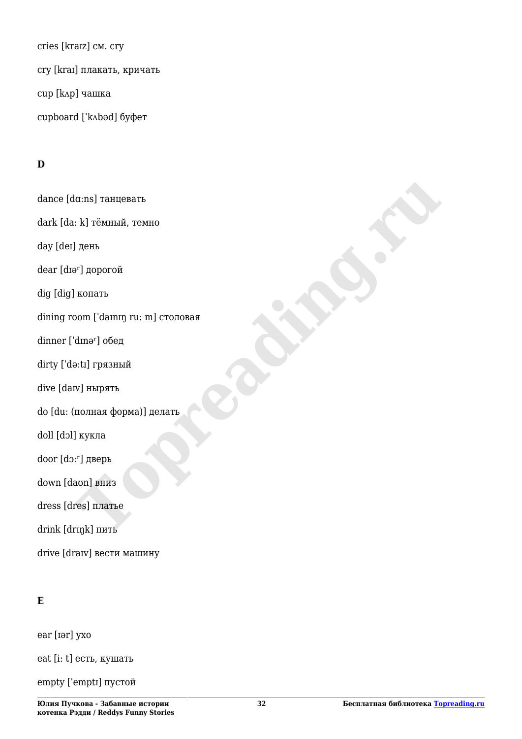cries [kraɪz] см. cry

cry [kraɪ] плакать, кричать

cup [kʌp] чашка

cupboard [ˈkʌbəd] буфет

**D**

dance [dɑːns] танцевать

dark [da: k] тёмный, темно

day [deɪ] день

dear [dɪəʳ] дорогой

dig [dig] копать

dining room [ˈdaɪnɪŋ ru: m] столовая

dinner [ˈdɪnəʳ] обед

dirty [ˈdəːtɪ] грязный

dive [daɪv] нырять

do [duː (полная форма)] делать

doll [dɔl] кукла

door [dɔːʳ] дверь

down [daʊn] вниз

dress [dres] платье

drink [drɪŋk] пить

drive [draɪv] вести машину

**E**

ear [ɪər] ухо

eat [i: t] есть, кушать

empty [ˈemptɪ] пустой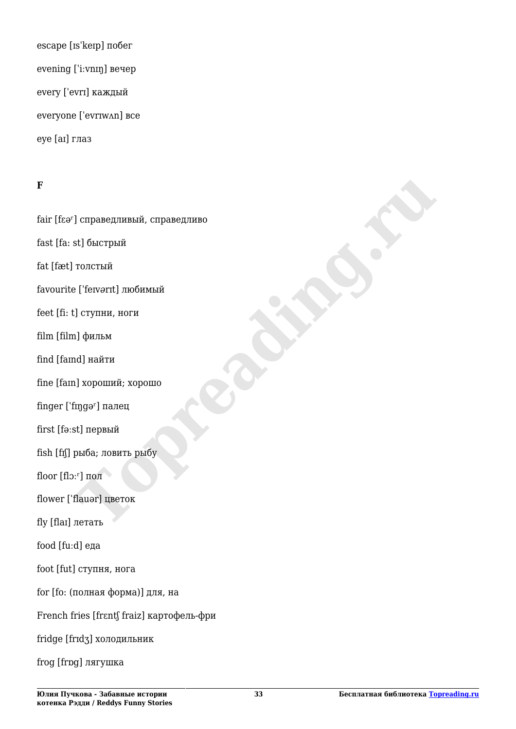escape [ɪs'keɪp] побег

evening ['i:vnɪŋ] вечер

every ['evrɪ] каждый

everyone ['evrɪwʌn] все

eye [aɪ] глаз

**F**

fair [fɛəʳ] справедливый, справедливо

fast [fa: st] быстрый

fat [fæt] толстый

favourite ['feɪvərɪt] любимый

feet [fi: t] ступни, ноги

film [film] фильм

find [faɪnd] найти

fine [faɪn] хороший; хорошо

finger ['fɪŋgəʳ] палец

first [fəːst] первый

fish [fɪʃ] рыба; ловить рыбу

floor [flɔːʳ] пол

flower ['flauər] цветок

fly [flaɪ] летать

food [fuːd] еда

foot [fut] ступня, нога

for [fo: (полная форма)] для, на

French fries [frɛntʃ fraiz] картофель-фри

fridge [frɪdʒ] холодильник

frog [frɒg] лягушка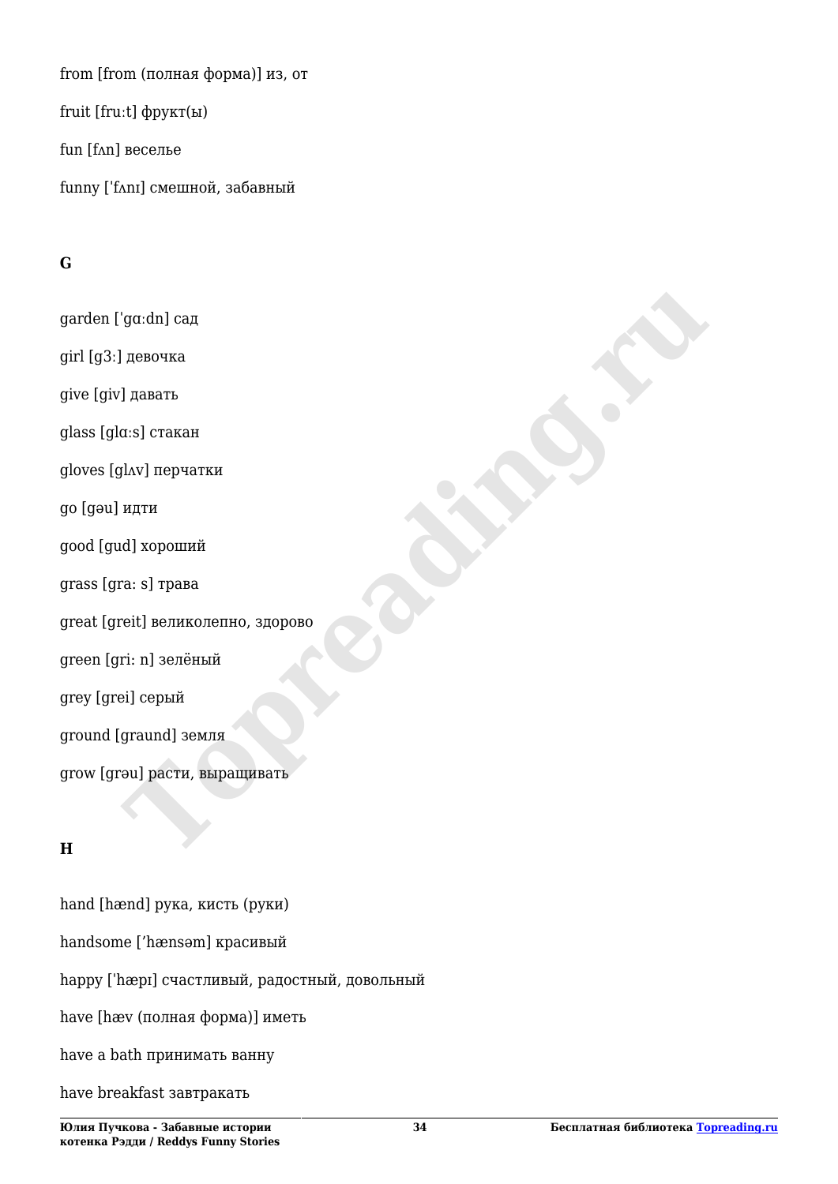from [from (полная форма)] из, от

fruit [fruːt] фрукт(ы)

fun [fʌn] веселье

funny ['fʌnɪ] смешной, забавный

**G**

garden ['gɑːdn] сад

girl [g3:] девочка

give [giv] давать

glass [glɑːs] стакан

gloves [glʌv] перчатки

go [gəu] идти

good [gud] хороший

grass [gra: s] трава

great [greit] великолепно, здорово

green [gri: n] зелёный

grey [grei] серый

ground [graund] земля

grow [grəu] расти, выращивать

**H**

hand [hænd] рука, кисть (руки)

handsome [’hænsəm] красивый

happy ['hæpɪ] счастливый, радостный, довольный

have [hæv (полная форма)] иметь

have a bath принимать ванну

have breakfast завтракать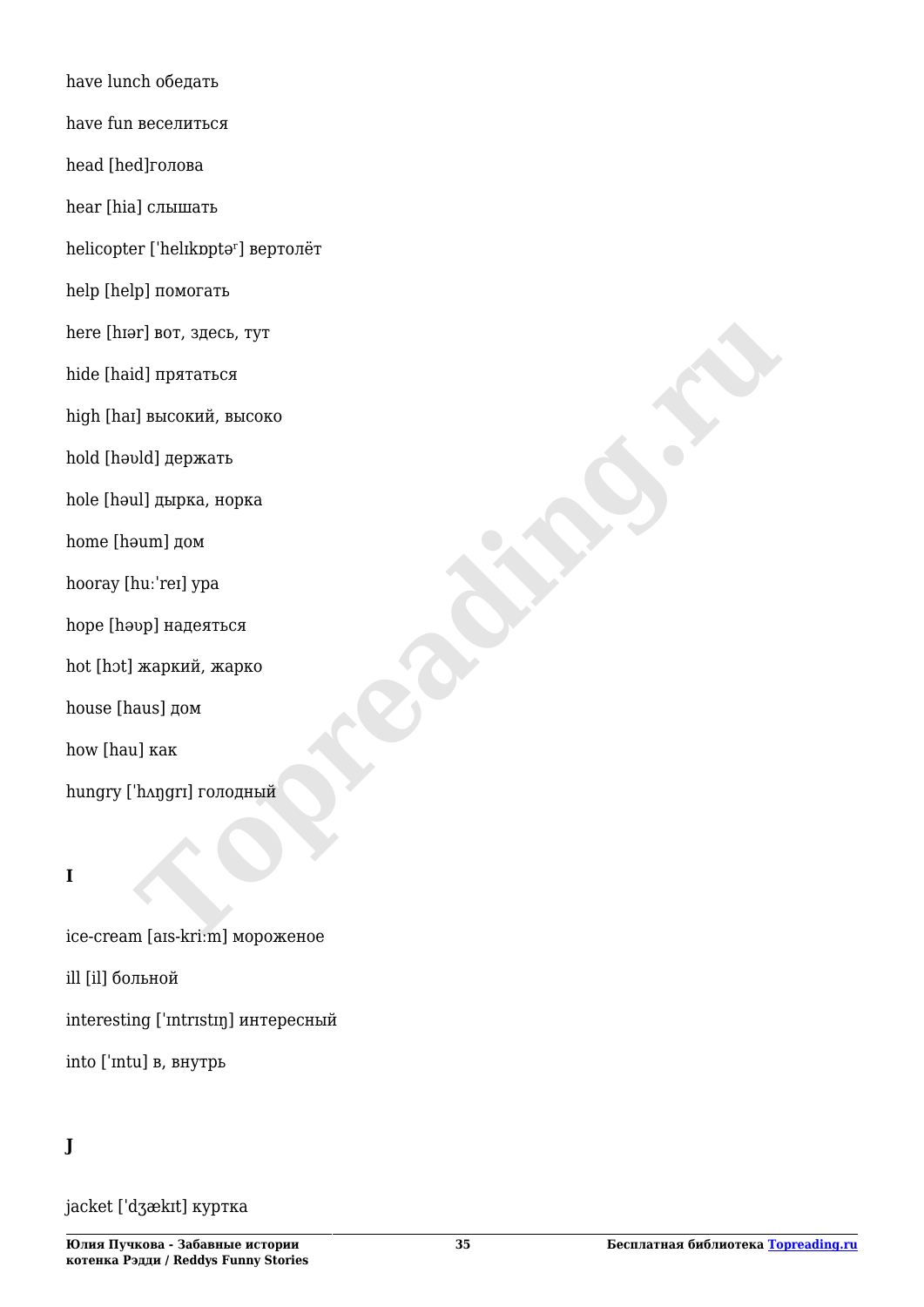have lunch обедать

have fun веселиться

head [hed]голова

hear [hia] слышать

helicopter [ˈhelɪkɒptəʳ] вертолёт

help [help] помогать

here [hɪər] вот, здесь, тут

hide [haid] прятаться

high [haɪ] высокий, высоко

hold [həʊld] держать

hole [həul] дырка, норка

home [həum] дом

hooray [huːˈreɪ] ура

hope [həʊp] надеяться

hot [hɔt] жаркий, жарко

house [haus] дом

how [hau] как

hungry [ˈhʌŋgrɪ] голодный

**I**

ice-cream [aɪs-kriːm] мороженое

ill [il] больной

interesting [ˈɪntrɪstɪŋ] интересный

into [ˈɪntu] в, внутрь

**J**

jacket [ˈdʒækɪt] куртка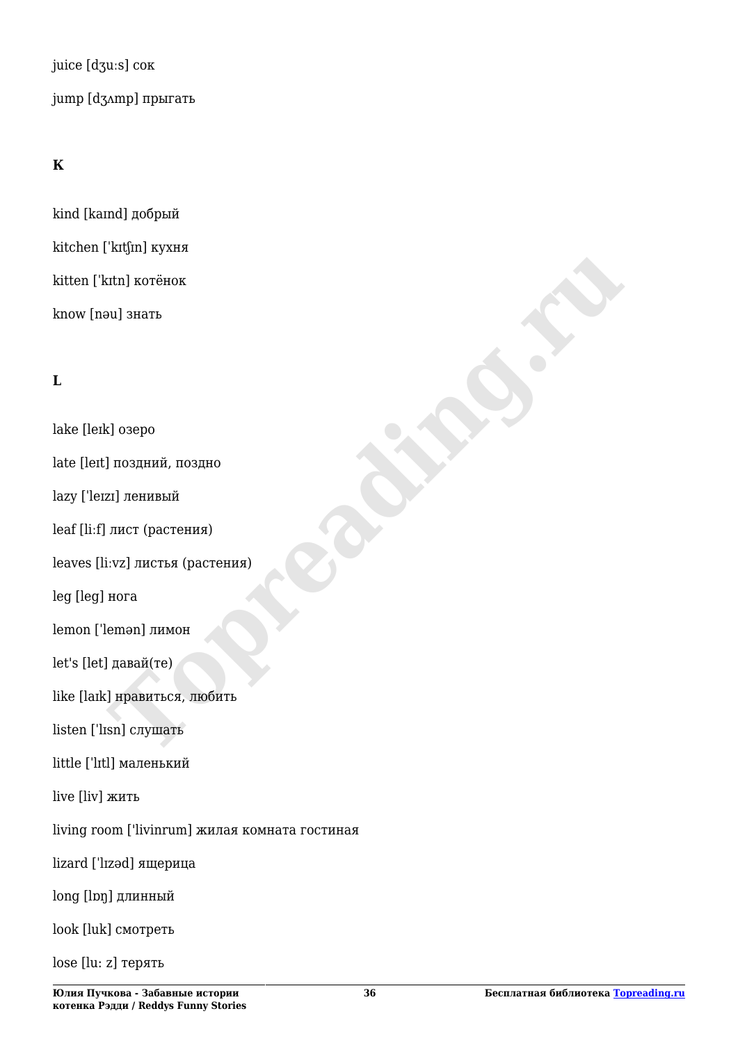juice [dʒu:s] сок

jump [dʒʌmp] прыгать

**K**

kind [kaɪnd] добрый

kitchen ['kɪtʃɪn] кухня

kitten ['kɪtn] котёнок

know [nəu] знать

**L**

lake [leɪk] озеро

late [leɪt] поздний, поздно

lazy ['leɪzɪ] ленивый

leaf [li:f] лист (растения)

leaves [li:vz] листья (растения)

leg [leg] нога

lemon ['lemən] лимон

let's [let] давай(те)

like [laɪk] нравиться, любить

listen ['lɪsn] слушать

little ['lɪtl] маленький

live [liv] жить

living room ['livinrum] жилая комната гостиная

lizard ['lɪzəd] ящерица

long [lɒŋ] длинный

look [luk] смотреть

lose [lu: z] терять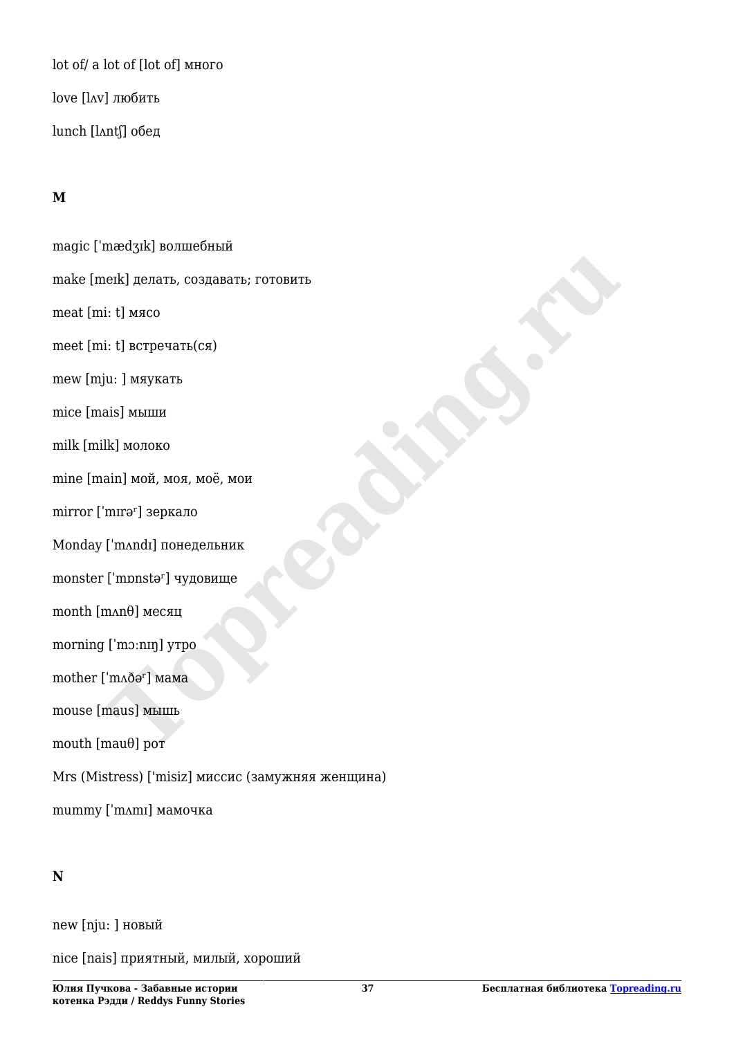lot of/ a lot of [lot of] много

love [lʌv] любить

lunch [lʌnʧ] обед

**M**

magic [ˈmædʒɪk] волшебный

make [meɪk] делать, создавать; готовить

meat [mi: t] мясо

meet [mi: t] встречать(ся)

mew [mju: ] мяукать

mice [mais] мыши

milk [milk] молоко

mine [main] мой, моя, моё, мои

mirror [ˈmɪrəʳ] зеркало

Monday [ˈmʌndɪ] понедельник

monster [ˈmɒnstəʳ] чудовище

month [mʌnθ] месяц

morning [ˈmɔːnɪŋ] утро

mother [ˈmʌðəʳ] мама

mouse [maus] мышь

mouth [mauθ] рот

Mrs (Mistress) ['misiz] миссис (замужняя женщина)

mummy [ˈmʌmɪ] мамочка

**N**

new [nju: ] новый

nice [nais] приятный, милый, хороший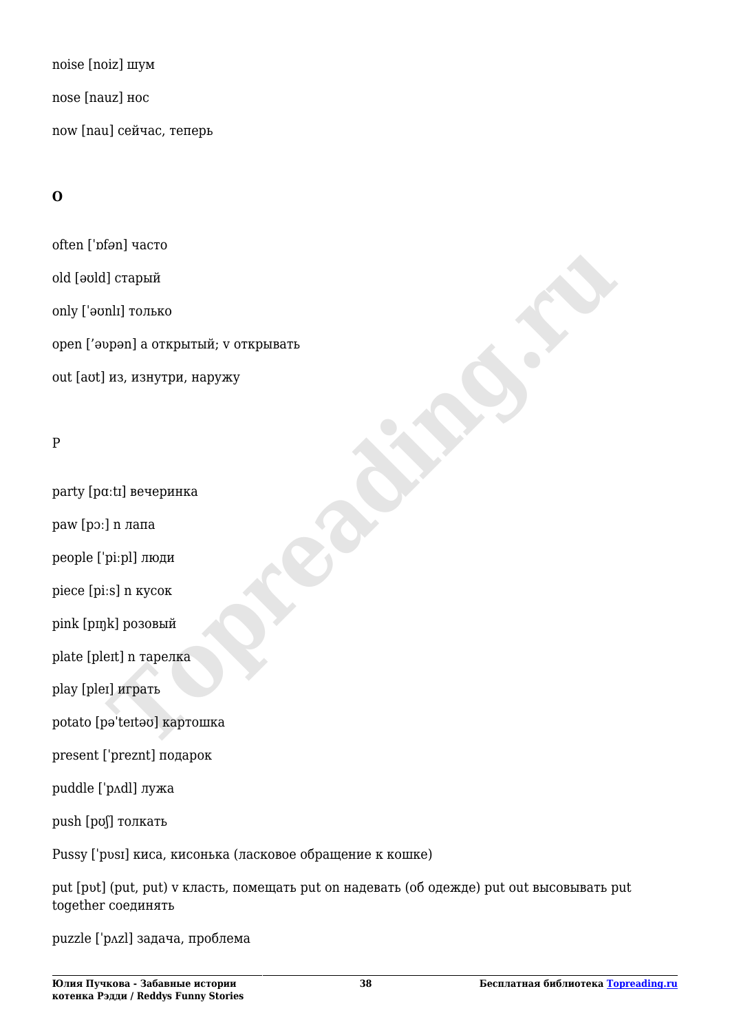noise [noiz] шум

nose [nauz] нос

now [nau] сейчас, теперь

**O**

often [ˈɒfən] часто

old [əʊld] старый

only [ˈəʊnlɪ] только

open [’əʊpən] a открытый; v открывать

out [aʊt] из, изнутри, наружу

P

party [pɑ:tɪ] вечеринка

paw [pɔ:] n лапа

people [ˈpiːpl] люди

piece [piːs] n кусок

pink [pɪŋk] розовый

plate [pleɪt] n тарелка

play [pleɪ] играть

potato [pəˈteɪtəʊ] картошка

present [ˈpreznt] подарок

puddle [ˈpʌdl] лужа

push [pʊʃ] толкать

Pussy [ˈpʊsɪ] киса, кисонька (ласковое обращение к кошке)

put [pʊt] (put, put) v класть, помещать put on надевать (об одежде) put out высовывать put together соединять

puzzle [ˈpʌzl] задача, проблема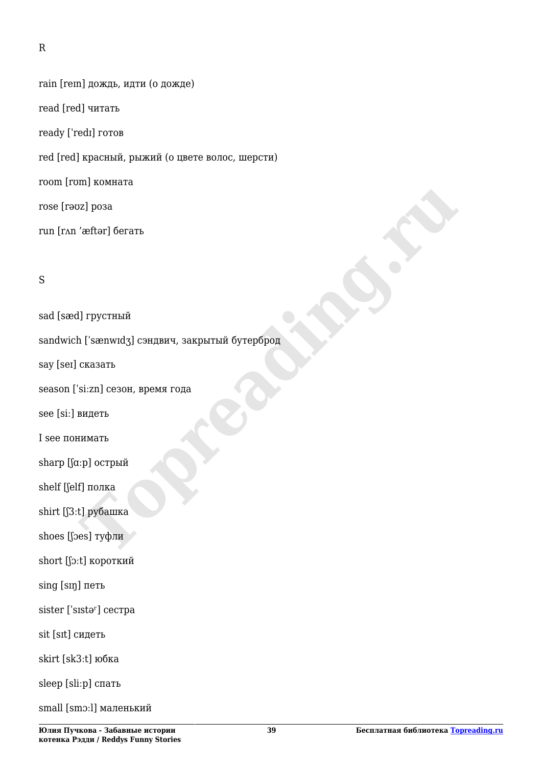R

rain [reɪn] дождь, идти (о дожде)

read [red] читать

ready [ˈredɪ] готов

red [red] красный, рыжий (о цвете волос, шерсти)

room [rʊm] комната

rose [rəʊz] роза

run [rʌn ’æftər] бегать

S

sad [sæd] грустный

sandwich [ˈsænwɪdʒ] сэндвич, закрытый бутерброд

say [seɪ] сказать

season [ˈsiːzn] сезон, время года

see [siː] видеть

I see понимать

sharp [ʃɑːp] острый

shelf [ʃelf] полка

shirt [ʃ3ːt] рубашка

shoes [ʃɔes] туфли

short [ʃɔːt] короткий

sing [sɪŋ] петь

sister [ˈsɪstəʳ] сестра

sit [sɪt] сидеть

skirt [sk3ːt] юбка

sleep [sliːp] спать

small [smɔːl] маленький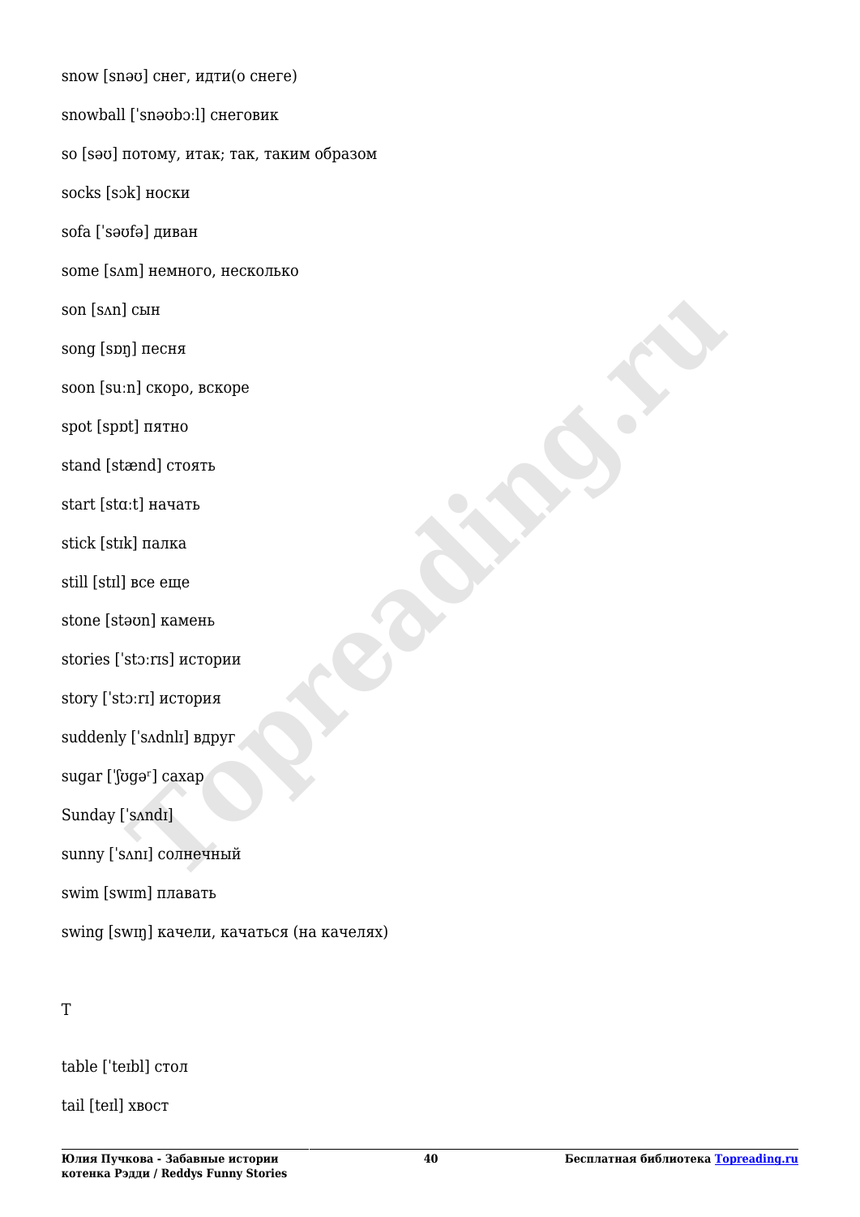snow [snəʊ] снег, идти(о снеге)

snowball [ˈsnəʊbɔːl] снеговик

so [səʊ] потому, итак; так, таким образом

socks [sɔk] носки

sofa [ˈsəʊfə] диван

some [sʌm] немного, несколько

son [sʌn] сын

song [sɒŋ] песня

soon [suːn] скоро, вскоре

spot [spɒt] пятно

stand [stænd] стоять

start [stɑːt] начать

stick [stɪk] палка

still [stɪl] все еще

stone [stəʊn] камень

stories [ˈstɔːrɪs] истории

story [ˈstɔːrɪ] история

suddenly [ˈsʌdnlɪ] вдруг

sugar [ˈʃʊgəʳ] сахар

Sunday [ˈsʌndɪ]

sunny [ˈsʌnɪ] солнечный

swim [swɪm] плавать

swing [swɪŋ] качели, качаться (на качелях)

T

table [ˈteɪbl] стол

tail [teɪl] хвост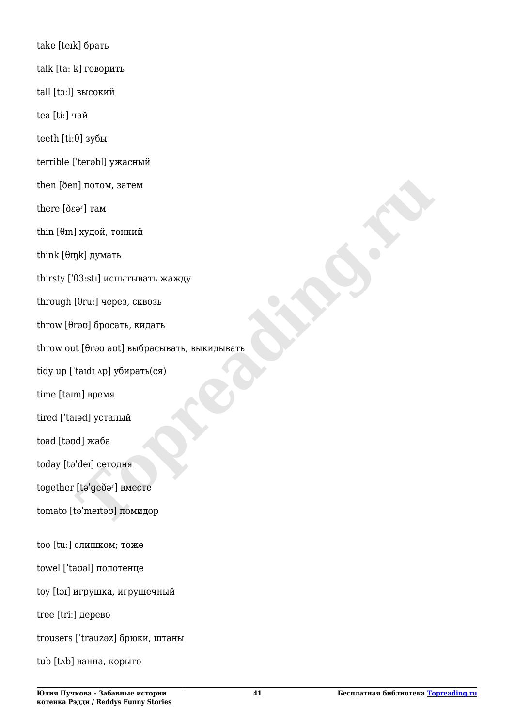take [teɪk] брать

talk [ta: k] говорить

tall [tɔːl] высокий

tea [tiː] чай

teeth [tiːθ] зубы

terrible ['terəbl] ужасный

then [ðen] потом, затем

there [ðɛəʳ] там

thin [θɪn] худой, тонкий

think [θɪŋk] думать

thirsty ['θ3:stɪ] испытывать жажду

through [θruː] через, сквозь

throw [θrəʊ] бросать, кидать

throw out [θrəʊ aʊt] выбрасывать, выкидывать

tidy up ['taɪdɪ ʌp] убирать(ся)

time [taɪm] время

tired ['taɪəd] усталый

toad [təʊd] жаба

today [tə'deɪ] сегодня

together [tə'geðəʳ] вместе

tomato [tə'meɪtəʊ] помидор

too [tuː] слишком; тоже

towel ['taʊəl] полотенце

toy [tɔɪ] игрушка, игрушечный

tree [triː] дерево

trousers ['trauzəz] брюки, штаны

tub [tʌb] ванна, корыто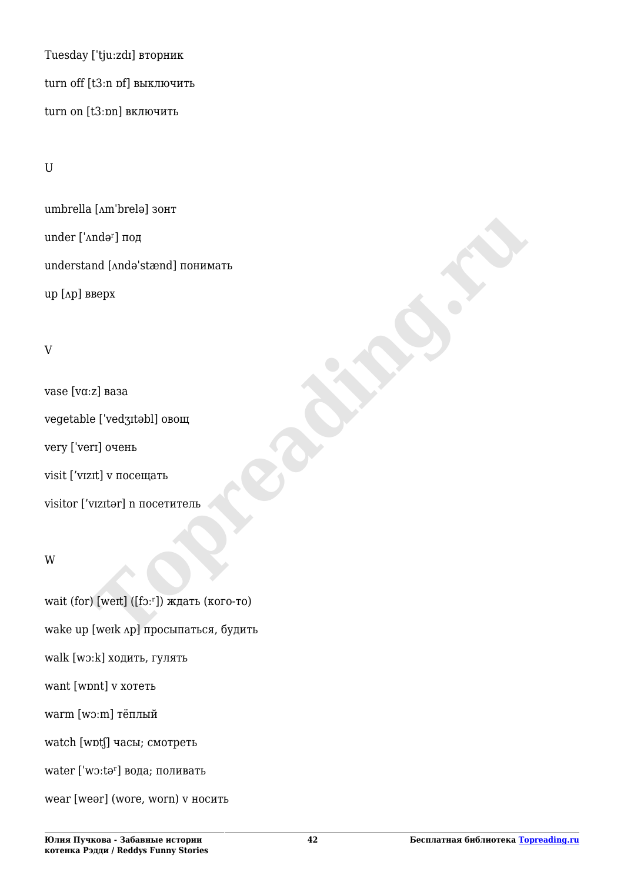Tuesday [ˈtjuːzdɪ] вторник

turn off [tɜːn ɒf] выключить

turn on [tɜːɒn] включить

U

umbrella [ʌmˈbrelə] зонт

under [ˈʌndəʳ] под

understand [ʌndəˈstænd] понимать

up [ʌp] вверх

V

vase [vɑːz] ваза

vegetable [ˈvedʒɪtəbl] овощ

very [ˈverɪ] очень

visit [ʼvɪzɪt] v посещать

visitor [ʼvɪzɪtər] n посетитель

W

wait (for) [weɪt] ([fɔːʳ]) ждать (кого-то)

wake up [weɪk ʌp] просыпаться, будить

walk [wɔːk] ходить, гулять

want [wɒnt] v хотеть

warm [wɔːm] тёплый

watch [wɒtʃ] часы; смотреть

water [ˈwɔːtəʳ] вода; поливать

wear [weər] (wore, worn) v носить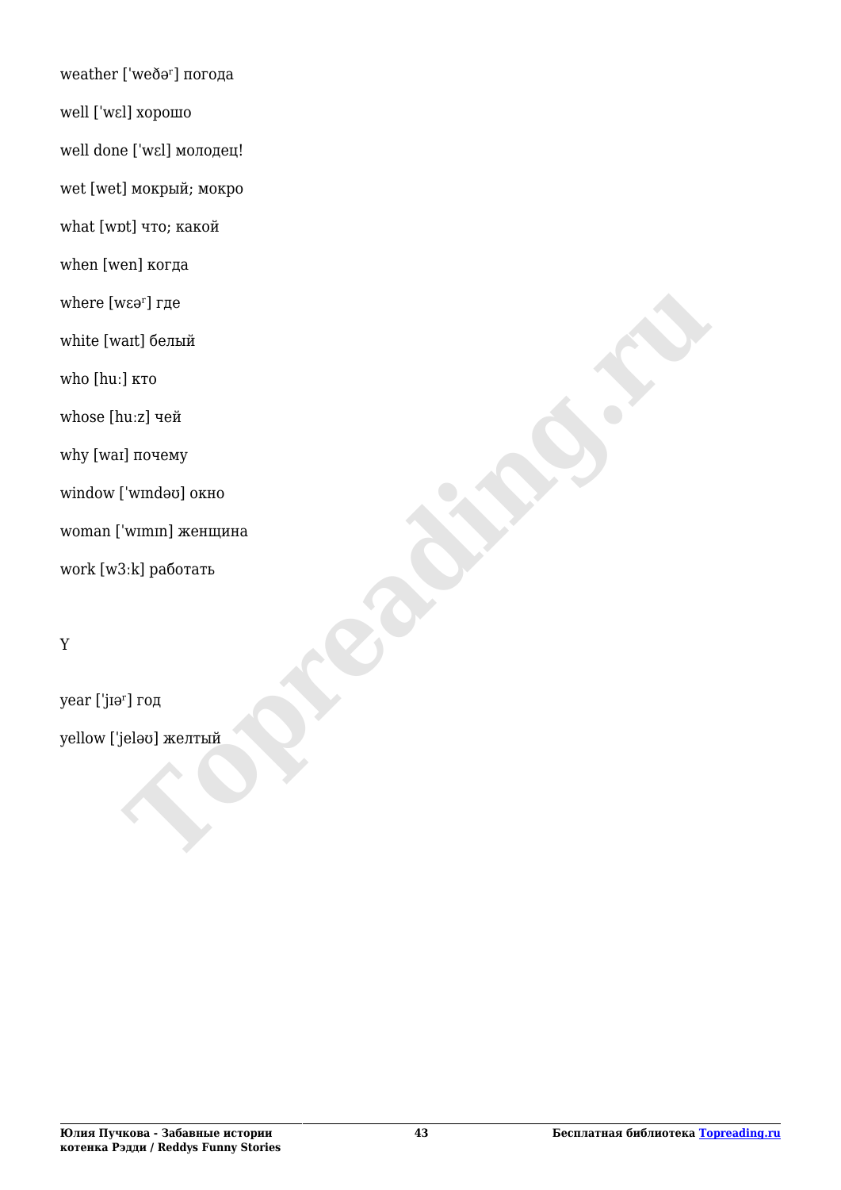weather [ˈweðəʳ] погода

well [ˈwɛl] хорошо

well done [ˈwɛl] молодец!

wet [wet] мокрый; мокро

what [wɒt] что; какой

when [wen] когда

where [wɛəʳ] где

white [waɪt] белый

who [hu:] кто

whose [hu:z] чей

why [waɪ] почему

window [ˈwɪndəʊ] окно

woman [ˈwɪmɪn] женщина

work [w3:k] работать

Y

year [ˈjɪəʳ] год

yellow [ˈjeləʊ] желтый